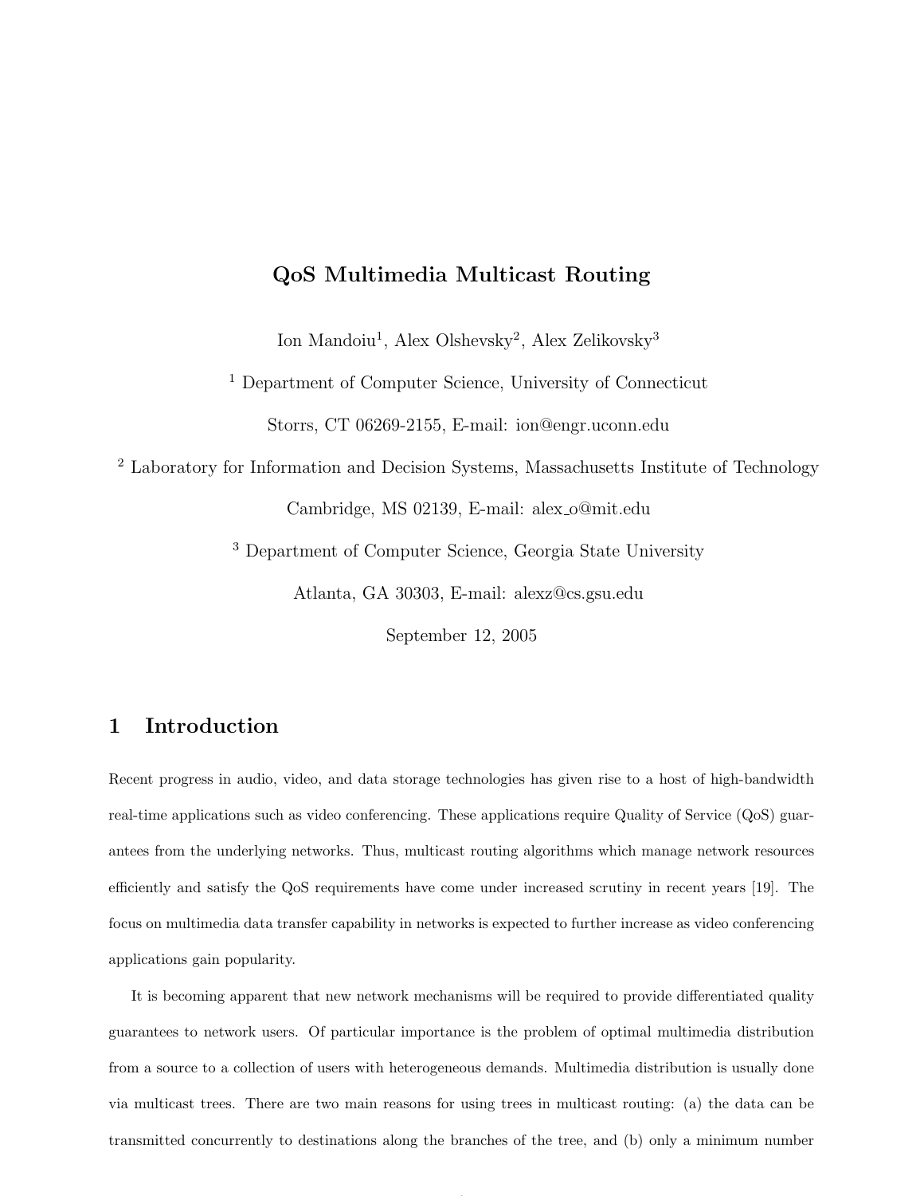# QoS Multimedia Multicast Routing

Ion Mandoiu[1], Alex Olshevsky[2], Alex Zelikovsky[3]

[1] Department of Computer Science, University of Connecticut

Storrs, CT 06269-2155, E-mail: ion@engr.uconn.edu

[2] Laboratory for Information and Decision Systems, Massachusetts Institute of Technology

Cambridge, MS 02139, E-mail: alex_o@mit.edu

[3] Department of Computer Science, Georgia State University

Atlanta, GA 30303, E-mail: alexz@cs.gsu.edu

September 12, 2005

## 1 Introduction

Recent progress in audio, video, and data storage technologies has given rise to a host of high-bandwidth real-time applications such as video conferencing. These applications require Quality of Service (QoS) guarantees from the underlying networks. Thus, multicast routing algorithms which manage network resources efficiently and satisfy the QoS requirements have come under increased scrutiny in recent years [19]. The focus on multimedia data transfer capability in networks is expected to further increase as video conferencing applications gain popularity.

It is becoming apparent that new network mechanisms will be required to provide differentiated quality guarantees to network users. Of particular importance is the problem of optimal multimedia distribution from a source to a collection of users with heterogeneous demands. Multimedia distribution is usually done via multicast trees. There are two main reasons for using trees in multicast routing: (a) the data can be transmitted concurrently to destinations along the branches of the tree, and (b) only a minimum number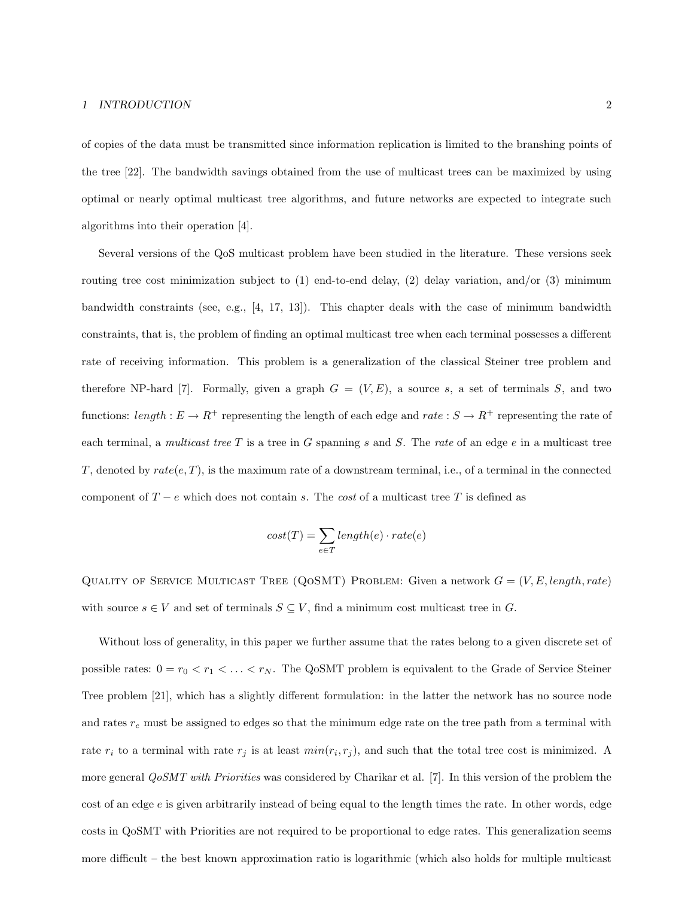of copies of the data must be transmitted since information replication is limited to the branshing points of the tree [22]. The bandwidth savings obtained from the use of multicast trees can be maximized by using optimal or nearly optimal multicast tree algorithms, and future networks are expected to integrate such algorithms into their operation [4].

Several versions of the QoS multicast problem have been studied in the literature. These versions seek routing tree cost minimization subject to (1) end-to-end delay, (2) delay variation, and/or (3) minimum bandwidth constraints (see, e.g., [4, 17, 13]). This chapter deals with the case of minimum bandwidth constraints, that is, the problem of finding an optimal multicast tree when each terminal possesses a different rate of receiving information. This problem is a generalization of the classical Steiner tree problem and therefore NP-hard [7]. Formally, given a graph $G = (V, E)$, a source $s$, a set of terminals $S$, and two functions: $length : E \to R^+$ representing the length of each edge and $rate : S \to R^+$ representing the rate of each terminal, a *multicast tree* $T$ is a tree in $G$ spanning $s$ and $S$. The *rate* of an edge $e$ in a multicast tree $T$, denoted by $rate(e, T)$, is the maximum rate of a downstream terminal, i.e., of a terminal in the connected component of $T - e$ which does not contain $s$. The *cost* of a multicast tree $T$ is defined as

$$cost(T) = \sum_{e \in T} length(e) \cdot rate(e)$$

Quality of Service Multicast Tree (QoSMT) Problem: Given a network $G = (V, E, length, rate)$ with source $s \in V$ and set of terminals $S \subseteq V$, find a minimum cost multicast tree in $G$.

Without loss of generality, in this paper we further assume that the rates belong to a given discrete set of possible rates: $0 = r_0 < r_1 < \ldots < r_N$. The QoSMT problem is equivalent to the Grade of Service Steiner Tree problem [21], which has a slightly different formulation: in the latter the network has no source node and rates $r_e$ must be assigned to edges so that the minimum edge rate on the tree path from a terminal with rate $r_i$ to a terminal with rate $r_j$ is at least $min(r_i, r_j)$, and such that the total tree cost is minimized. A more general *QoSMT with Priorities* was considered by Charikar et al. [7]. In this version of the problem the cost of an edge $e$ is given arbitrarily instead of being equal to the length times the rate. In other words, edge costs in QoSMT with Priorities are not required to be proportional to edge rates. This generalization seems more difficult – the best known approximation ratio is logarithmic (which also holds for multiple multicast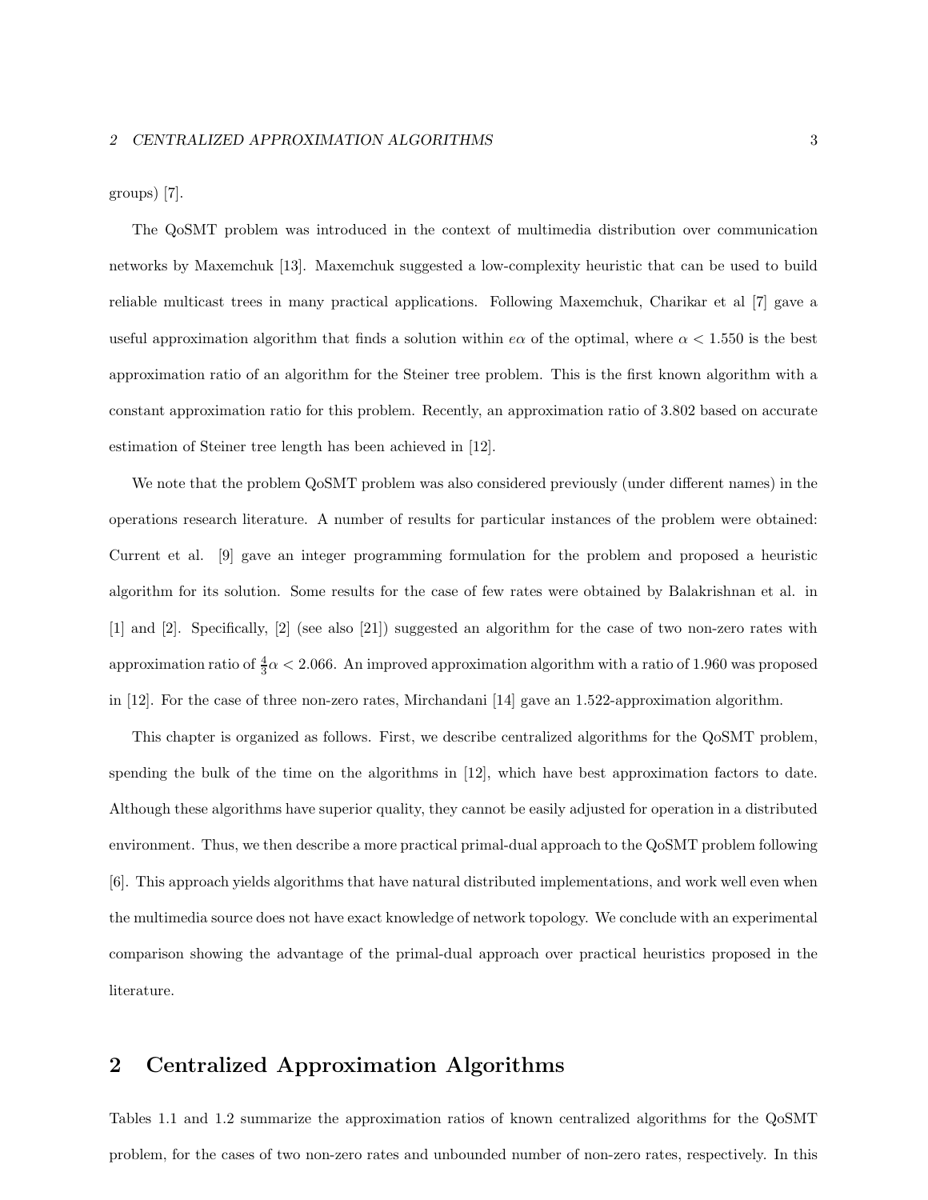groups) [7].

The QoSMT problem was introduced in the context of multimedia distribution over communication networks by Maxemchuk [13]. Maxemchuk suggested a low-complexity heuristic that can be used to build reliable multicast trees in many practical applications. Following Maxemchuk, Charikar et al [7] gave a useful approximation algorithm that finds a solution within $e\alpha$ of the optimal, where $\alpha < 1.550$ is the best approximation ratio of an algorithm for the Steiner tree problem. This is the first known algorithm with a constant approximation ratio for this problem. Recently, an approximation ratio of 3.802 based on accurate estimation of Steiner tree length has been achieved in [12].

We note that the problem QoSMT problem was also considered previously (under different names) in the operations research literature. A number of results for particular instances of the problem were obtained: Current et al. [9] gave an integer programming formulation for the problem and proposed a heuristic algorithm for its solution. Some results for the case of few rates were obtained by Balakrishnan et al. in [1] and [2]. Specifically, [2] (see also [21]) suggested an algorithm for the case of two non-zero rates with approximation ratio of $\frac{4}{3}\alpha < 2.066$. An improved approximation algorithm with a ratio of 1.960 was proposed in [12]. For the case of three non-zero rates, Mirchandani [14] gave an 1.522-approximation algorithm.

This chapter is organized as follows. First, we describe centralized algorithms for the QoSMT problem, spending the bulk of the time on the algorithms in [12], which have best approximation factors to date. Although these algorithms have superior quality, they cannot be easily adjusted for operation in a distributed environment. Thus, we then describe a more practical primal-dual approach to the QoSMT problem following [6]. This approach yields algorithms that have natural distributed implementations, and work well even when the multimedia source does not have exact knowledge of network topology. We conclude with an experimental comparison showing the advantage of the primal-dual approach over practical heuristics proposed in the literature.

## 2 Centralized Approximation Algorithms

Tables 1.1 and 1.2 summarize the approximation ratios of known centralized algorithms for the QoSMT problem, for the cases of two non-zero rates and unbounded number of non-zero rates, respectively. In this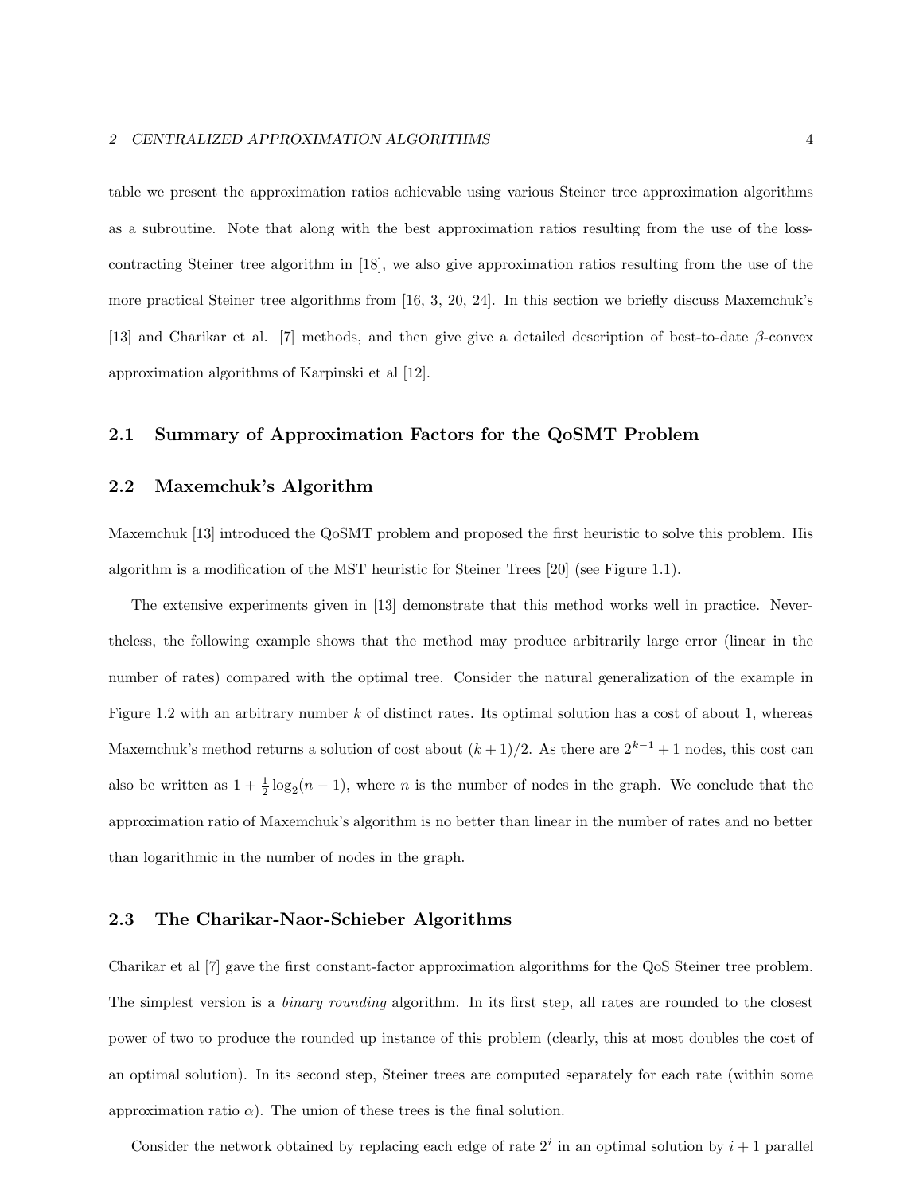table we present the approximation ratios achievable using various Steiner tree approximation algorithms as a subroutine. Note that along with the best approximation ratios resulting from the use of the loss-contracting Steiner tree algorithm in [18], we also give approximation ratios resulting from the use of the more practical Steiner tree algorithms from [16, 3, 20, 24]. In this section we briefly discuss Maxemchuk's [13] and Charikar et al. [7] methods, and then give give a detailed description of best-to-date $\beta$-convex approximation algorithms of Karpinski et al [12].

## 2.1 Summary of Approximation Factors for the QoSMT Problem

## 2.2 Maxemchuk's Algorithm

Maxemchuk [13] introduced the QoSMT problem and proposed the first heuristic to solve this problem. His algorithm is a modification of the MST heuristic for Steiner Trees [20] (see Figure 1.1).

The extensive experiments given in [13] demonstrate that this method works well in practice. Nevertheless, the following example shows that the method may produce arbitrarily large error (linear in the number of rates) compared with the optimal tree. Consider the natural generalization of the example in Figure 1.2 with an arbitrary number $k$ of distinct rates. Its optimal solution has a cost of about 1, whereas Maxemchuk's method returns a solution of cost about $(k+1)/2$. As there are $2^{k-1}+1$ nodes, this cost can also be written as $1 + \frac{1}{2}\log_2(n-1)$, where $n$ is the number of nodes in the graph. We conclude that the approximation ratio of Maxemchuk's algorithm is no better than linear in the number of rates and no better than logarithmic in the number of nodes in the graph.

## 2.3 The Charikar-Naor-Schieber Algorithms

Charikar et al [7] gave the first constant-factor approximation algorithms for the QoS Steiner tree problem. The simplest version is a *binary rounding* algorithm. In its first step, all rates are rounded to the closest power of two to produce the rounded up instance of this problem (clearly, this at most doubles the cost of an optimal solution). In its second step, Steiner trees are computed separately for each rate (within some approximation ratio $\alpha$). The union of these trees is the final solution.

Consider the network obtained by replacing each edge of rate $2^i$ in an optimal solution by $i+1$ parallel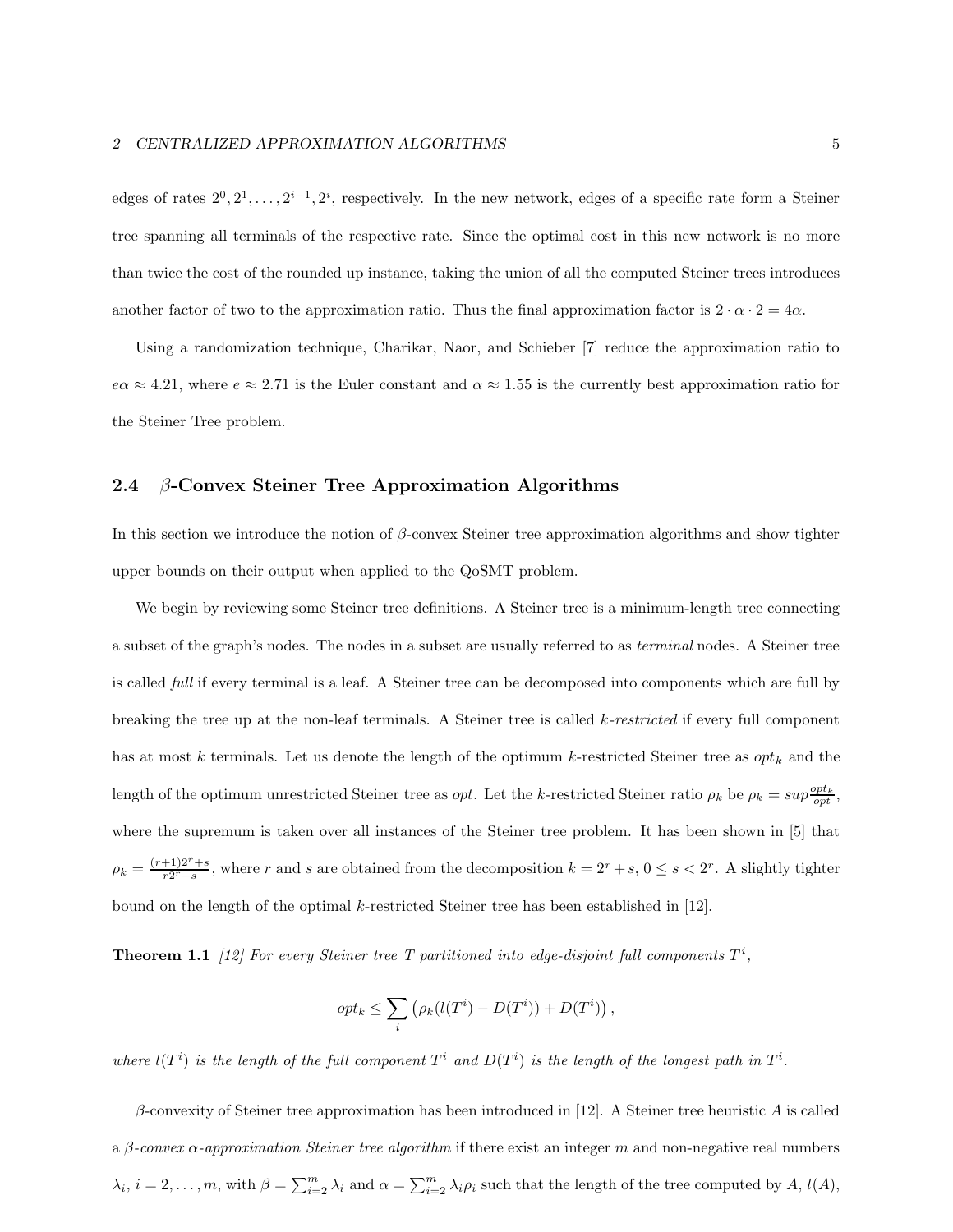edges of rates $2^0, 2^1, \ldots, 2^{i-1}, 2^i$, respectively. In the new network, edges of a specific rate form a Steiner tree spanning all terminals of the respective rate. Since the optimal cost in this new network is no more than twice the cost of the rounded up instance, taking the union of all the computed Steiner trees introduces another factor of two to the approximation ratio. Thus the final approximation factor is $2 \cdot \alpha \cdot 2 = 4\alpha$.

Using a randomization technique, Charikar, Naor, and Schieber [7] reduce the approximation ratio to $e\alpha \approx 4.21$, where $e \approx 2.71$ is the Euler constant and $\alpha \approx 1.55$ is the currently best approximation ratio for the Steiner Tree problem.

### 2.4 $\beta$-Convex Steiner Tree Approximation Algorithms

In this section we introduce the notion of $\beta$-convex Steiner tree approximation algorithms and show tighter upper bounds on their output when applied to the QoSMT problem.

We begin by reviewing some Steiner tree definitions. A Steiner tree is a minimum-length tree connecting a subset of the graph's nodes. The nodes in a subset are usually referred to as *terminal* nodes. A Steiner tree is called *full* if every terminal is a leaf. A Steiner tree can be decomposed into components which are full by breaking the tree up at the non-leaf terminals. A Steiner tree is called *k-restricted* if every full component has at most $k$ terminals. Let us denote the length of the optimum $k$-restricted Steiner tree as $opt_k$ and the length of the optimum unrestricted Steiner tree as $opt$. Let the $k$-restricted Steiner ratio $\rho_k$ be $\rho_k = sup\frac{opt_k}{opt}$, where the supremum is taken over all instances of the Steiner tree problem. It has been shown in [5] that $\rho_k = \frac{(r+1)2^r+s}{r2^r+s}$, where $r$ and $s$ are obtained from the decomposition $k = 2^r + s$, $0 \leq s < 2^r$. A slightly tighter bound on the length of the optimal $k$-restricted Steiner tree has been established in [12].

**Theorem 1.1** *[12] For every Steiner tree $T$ partitioned into edge-disjoint full components $T^i$,*

$$opt_k \leq \sum_i \left(\rho_k(l(T^i) - D(T^i)) + D(T^i)\right),$$

*where $l(T^i)$ is the length of the full component $T^i$ and $D(T^i)$ is the length of the longest path in $T^i$.*

$\beta$-convexity of Steiner tree approximation has been introduced in [12]. A Steiner tree heuristic $A$ is called a *$\beta$-convex $\alpha$-approximation Steiner tree algorithm* if there exist an integer $m$ and non-negative real numbers $\lambda_i$, $i = 2, \ldots, m$, with $\beta = \sum_{i=2}^m \lambda_i$ and $\alpha = \sum_{i=2}^m \lambda_i \rho_i$ such that the length of the tree computed by $A$, $l(A)$,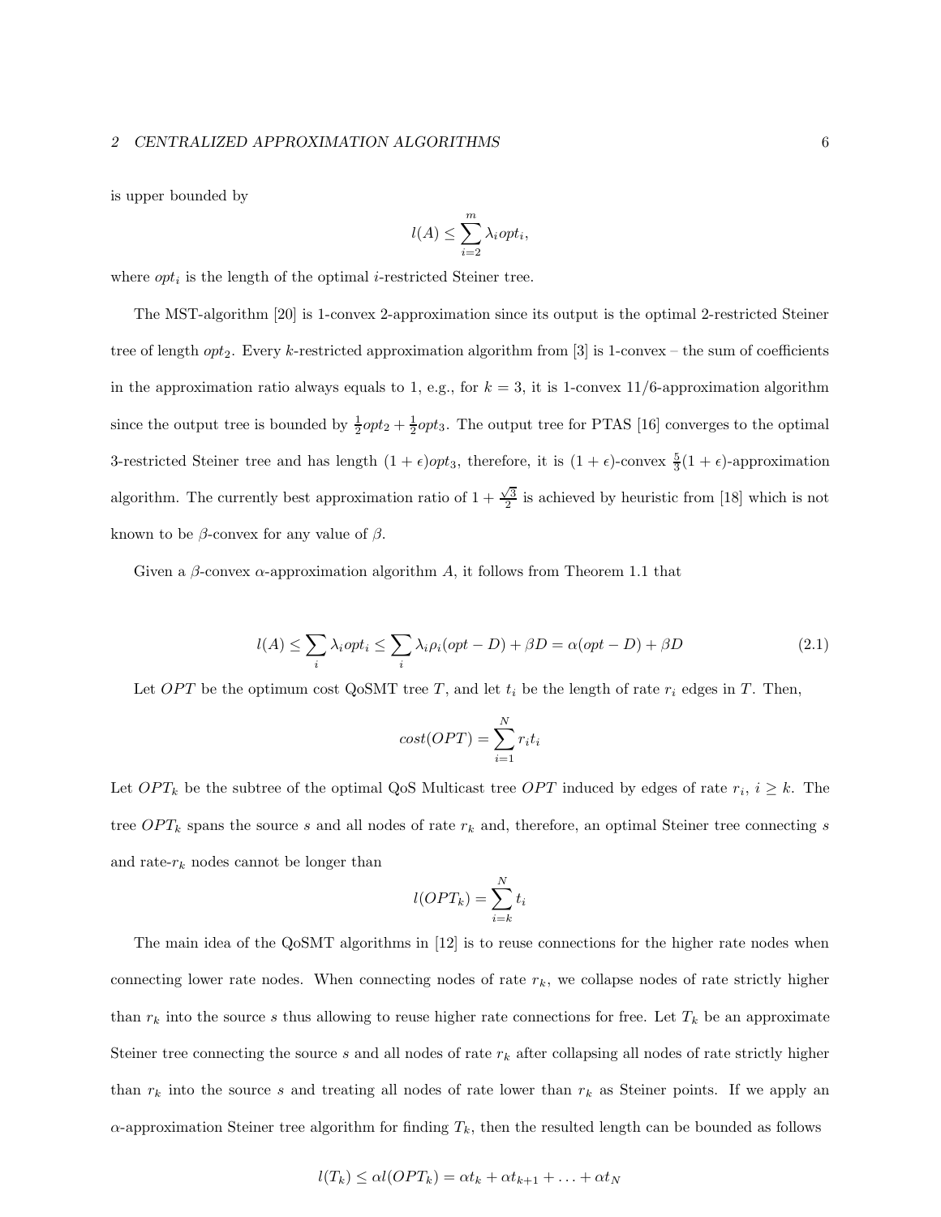is upper bounded by

$$l(A) \leq \sum_{i=2}^{m} \lambda_i opt_i,$$

where $opt_i$ is the length of the optimal $i$-restricted Steiner tree.

The MST-algorithm [20] is 1-convex 2-approximation since its output is the optimal 2-restricted Steiner tree of length $opt_2$. Every $k$-restricted approximation algorithm from [3] is 1-convex – the sum of coefficients in the approximation ratio always equals to 1, e.g., for $k = 3$, it is 1-convex 11/6-approximation algorithm since the output tree is bounded by $\frac{1}{2}opt_2 + \frac{1}{2}opt_3$. The output tree for PTAS [16] converges to the optimal 3-restricted Steiner tree and has length $(1+\epsilon)opt_3$, therefore, it is $(1+\epsilon)$-convex $\frac{5}{3}(1+\epsilon)$-approximation algorithm. The currently best approximation ratio of $1 + \frac{\sqrt{3}}{2}$ is achieved by heuristic from [18] which is not known to be $\beta$-convex for any value of $\beta$.

Given a $\beta$-convex $\alpha$-approximation algorithm $A$, it follows from Theorem 1.1 that

$$l(A) \leq \sum_i \lambda_i opt_i \leq \sum_i \lambda_i \rho_i (opt - D) + \beta D = \alpha(opt - D) + \beta D \tag{2.1}$$

Let $OPT$ be the optimum cost QoSMT tree $T$, and let $t_i$ be the length of rate $r_i$ edges in $T$. Then,

$$cost(OPT) = \sum_{i=1}^{N} r_i t_i$$

Let $OPT_k$ be the subtree of the optimal QoS Multicast tree $OPT$ induced by edges of rate $r_i$, $i \geq k$. The tree $OPT_k$ spans the source $s$ and all nodes of rate $r_k$ and, therefore, an optimal Steiner tree connecting $s$ and rate-$r_k$ nodes cannot be longer than

$$l(OPT_k) = \sum_{i=k}^{N} t_i$$

The main idea of the QoSMT algorithms in [12] is to reuse connections for the higher rate nodes when connecting lower rate nodes. When connecting nodes of rate $r_k$, we collapse nodes of rate strictly higher than $r_k$ into the source $s$ thus allowing to reuse higher rate connections for free. Let $T_k$ be an approximate Steiner tree connecting the source $s$ and all nodes of rate $r_k$ after collapsing all nodes of rate strictly higher than $r_k$ into the source $s$ and treating all nodes of rate lower than $r_k$ as Steiner points. If we apply an $\alpha$-approximation Steiner tree algorithm for finding $T_k$, then the resulted length can be bounded as follows

$$l(T_k) \leq \alpha l(OPT_k) = \alpha t_k + \alpha t_{k+1} + \ldots + \alpha t_N$$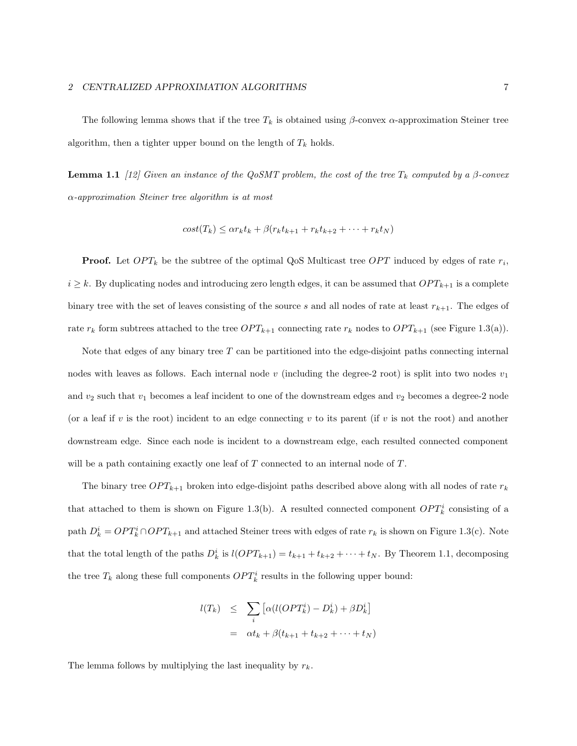The following lemma shows that if the tree $T_k$ is obtained using $\beta$-convex $\alpha$-approximation Steiner tree algorithm, then a tighter upper bound on the length of $T_k$ holds.

**Lemma 1.1** *[12] Given an instance of the QoSMT problem, the cost of the tree $T_k$ computed by a $\beta$-convex $\alpha$-approximation Steiner tree algorithm is at most*

$$cost(T_k) \leq \alpha r_k t_k + \beta(r_k t_{k+1} + r_k t_{k+2} + \cdots + r_k t_N)$$

**Proof.** Let $OPT_k$ be the subtree of the optimal QoS Multicast tree $OPT$ induced by edges of rate $r_i$, $i \geq k$. By duplicating nodes and introducing zero length edges, it can be assumed that $OPT_{k+1}$ is a complete binary tree with the set of leaves consisting of the source $s$ and all nodes of rate at least $r_{k+1}$. The edges of rate $r_k$ form subtrees attached to the tree $OPT_{k+1}$ connecting rate $r_k$ nodes to $OPT_{k+1}$ (see Figure 1.3(a)).

Note that edges of any binary tree $T$ can be partitioned into the edge-disjoint paths connecting internal nodes with leaves as follows. Each internal node $v$ (including the degree-2 root) is split into two nodes $v_1$ and $v_2$ such that $v_1$ becomes a leaf incident to one of the downstream edges and $v_2$ becomes a degree-2 node (or a leaf if $v$ is the root) incident to an edge connecting $v$ to its parent (if $v$ is not the root) and another downstream edge. Since each node is incident to a downstream edge, each resulted connected component will be a path containing exactly one leaf of $T$ connected to an internal node of $T$.

The binary tree $OPT_{k+1}$ broken into edge-disjoint paths described above along with all nodes of rate $r_k$ that attached to them is shown on Figure 1.3(b). A resulted connected component $OPT_k^i$ consisting of a path $D_k^i = OPT_k^i \cap OPT_{k+1}$ and attached Steiner trees with edges of rate $r_k$ is shown on Figure 1.3(c). Note that the total length of the paths $D_k^i$ is $l(OPT_{k+1}) = t_{k+1} + t_{k+2} + \cdots + t_N$. By Theorem 1.1, decomposing the tree $T_k$ along these full components $OPT_k^i$ results in the following upper bound:

$$\begin{aligned} l(T_k) &\leq \sum_i \left[ \alpha(l(OPT_k^i) - D_k^i) + \beta D_k^i \right] \\ &= \alpha t_k + \beta(t_{k+1} + t_{k+2} + \cdots + t_N) \end{aligned}$$

The lemma follows by multiplying the last inequality by $r_k$.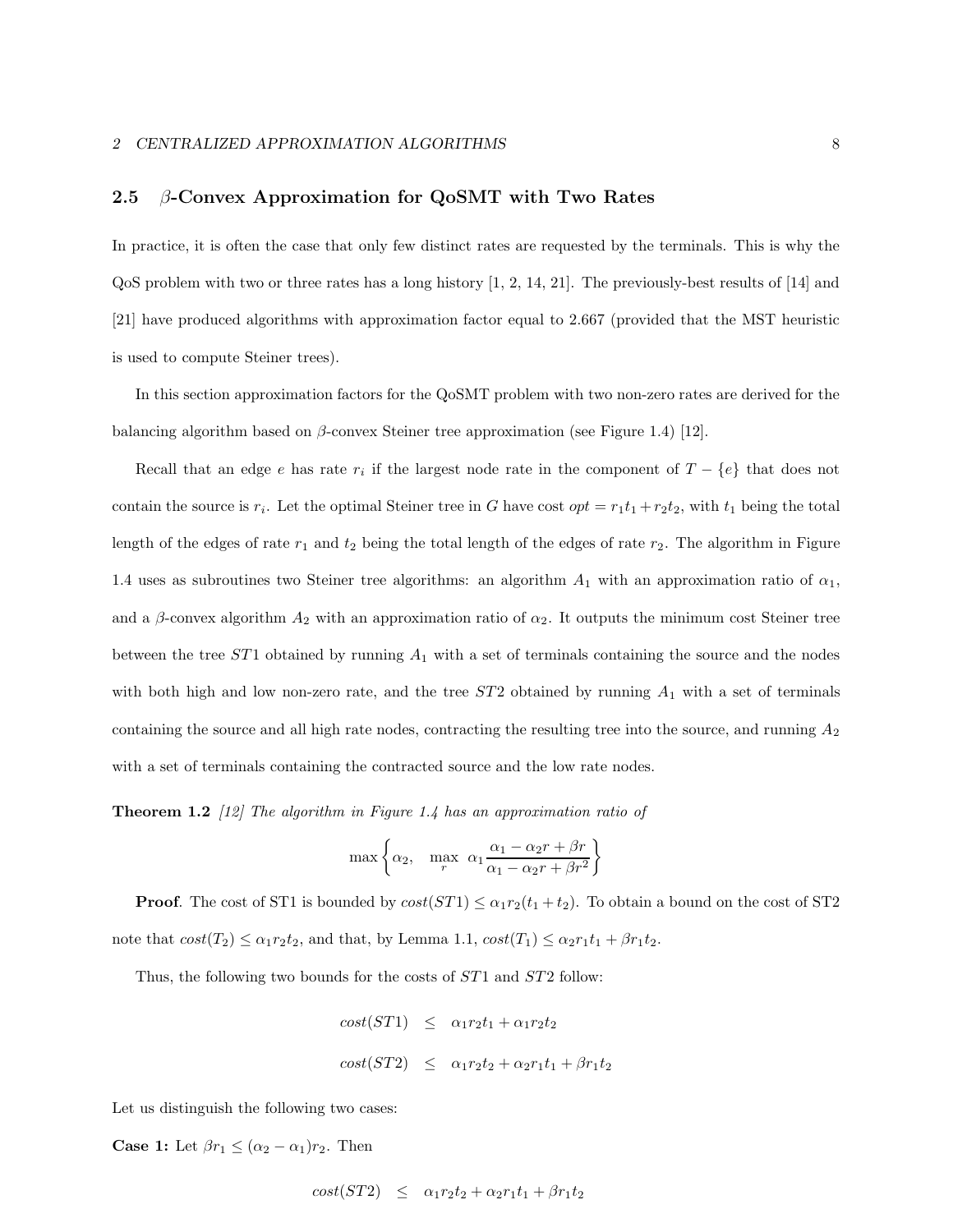## 2.5 $\beta$-Convex Approximation for QoSMT with Two Rates

In practice, it is often the case that only few distinct rates are requested by the terminals. This is why the QoS problem with two or three rates has a long history [1, 2, 14, 21]. The previously-best results of [14] and [21] have produced algorithms with approximation factor equal to 2.667 (provided that the MST heuristic is used to compute Steiner trees).

In this section approximation factors for the QoSMT problem with two non-zero rates are derived for the balancing algorithm based on $\beta$-convex Steiner tree approximation (see Figure 1.4) [12].

Recall that an edge $e$ has rate $r_i$ if the largest node rate in the component of $T - \{e\}$ that does not contain the source is $r_i$. Let the optimal Steiner tree in $G$ have cost $opt = r_1 t_1 + r_2 t_2$, with $t_1$ being the total length of the edges of rate $r_1$ and $t_2$ being the total length of the edges of rate $r_2$. The algorithm in Figure 1.4 uses as subroutines two Steiner tree algorithms: an algorithm $A_1$ with an approximation ratio of $\alpha_1$, and a $\beta$-convex algorithm $A_2$ with an approximation ratio of $\alpha_2$. It outputs the minimum cost Steiner tree between the tree $ST1$ obtained by running $A_1$ with a set of terminals containing the source and the nodes with both high and low non-zero rate, and the tree $ST2$ obtained by running $A_1$ with a set of terminals containing the source and all high rate nodes, contracting the resulting tree into the source, and running $A_2$ with a set of terminals containing the contracted source and the low rate nodes.

**Theorem 1.2** *[12] The algorithm in Figure 1.4 has an approximation ratio of*

$$\max\left\{\alpha_2, \quad \max_r \ \alpha_1 \frac{\alpha_1 - \alpha_2 r + \beta r}{\alpha_1 - \alpha_2 r + \beta r^2}\right\}$$

**Proof**. The cost of ST1 is bounded by $cost(ST1) \leq \alpha_1 r_2(t_1 + t_2)$. To obtain a bound on the cost of ST2 note that $cost(T_2) \leq \alpha_1 r_2 t_2$, and that, by Lemma 1.1, $cost(T_1) \leq \alpha_2 r_1 t_1 + \beta r_1 t_2$.

Thus, the following two bounds for the costs of $ST1$ and $ST2$ follow:

$$\begin{aligned} cost(ST1) &\leq \alpha_1 r_2 t_1 + \alpha_1 r_2 t_2 \\ cost(ST2) &\leq \alpha_1 r_2 t_2 + \alpha_2 r_1 t_1 + \beta r_1 t_2 \end{aligned}$$

Let us distinguish the following two cases:

**Case 1:** Let $\beta r_1 \leq (\alpha_2 - \alpha_1) r_2$. Then

$$cost(ST2) \leq \alpha_1 r_2 t_2 + \alpha_2 r_1 t_1 + \beta r_1 t_2$$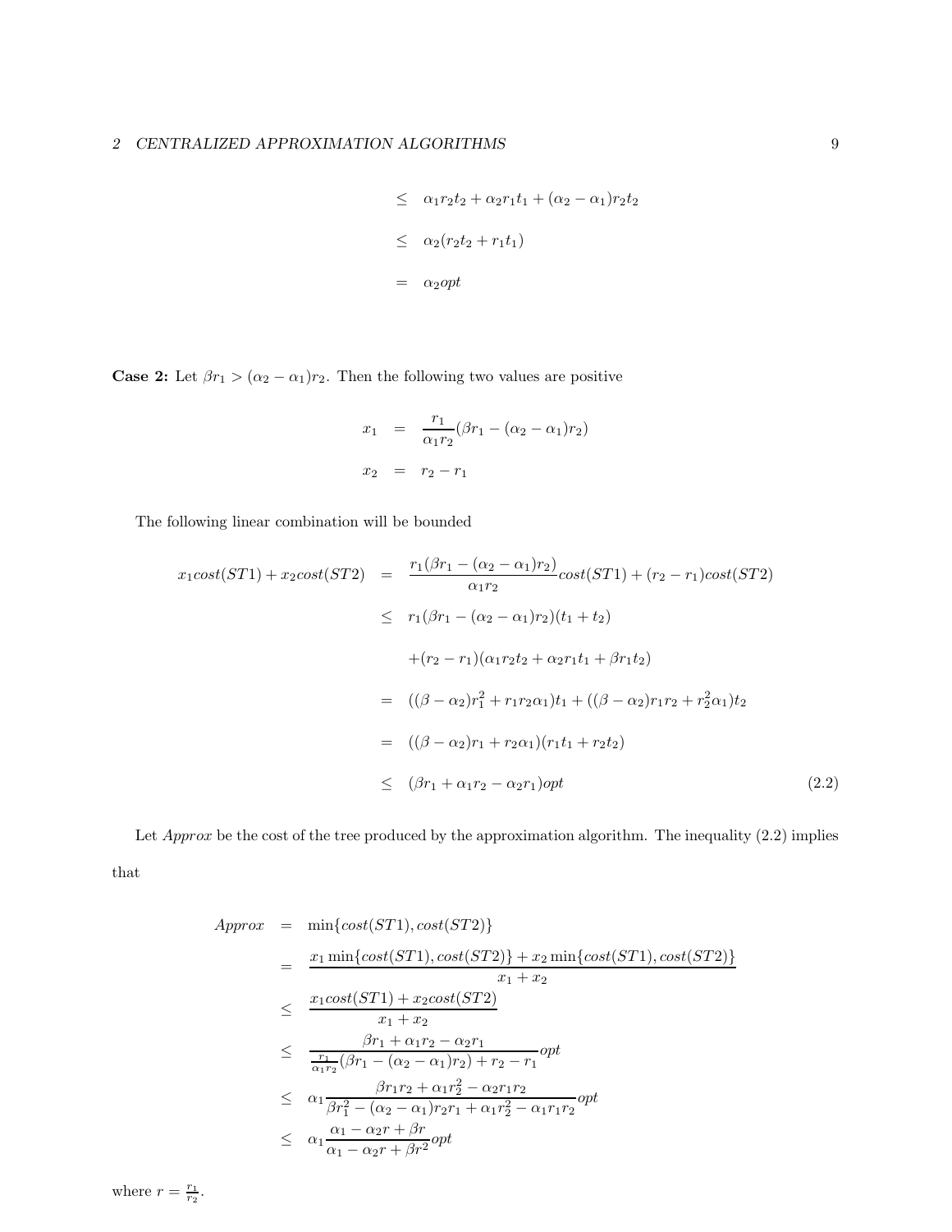$$
\begin{aligned}
&\leq \alpha_1 r_2 t_2 + \alpha_2 r_1 t_1 + (\alpha_2 - \alpha_1) r_2 t_2 \\
&\leq \alpha_2 (r_2 t_2 + r_1 t_1) \\
&= \alpha_2 opt
\end{aligned}
$$

**Case 2:** Let $\beta r_1 > (\alpha_2 - \alpha_1) r_2$. Then the following two values are positive

$$
\begin{aligned}
x_1 &= \frac{r_1}{\alpha_1 r_2}(\beta r_1 - (\alpha_2 - \alpha_1) r_2) \\
x_2 &= r_2 - r_1
\end{aligned}
$$

The following linear combination will be bounded

$$
\begin{aligned}
x_1 cost(ST1) + x_2 cost(ST2) &= \frac{r_1(\beta r_1 - (\alpha_2 - \alpha_1) r_2)}{\alpha_1 r_2} cost(ST1) + (r_2 - r_1) cost(ST2) \\
&\leq r_1(\beta r_1 - (\alpha_2 - \alpha_1) r_2)(t_1 + t_2) \\
&\quad + (r_2 - r_1)(\alpha_1 r_2 t_2 + \alpha_2 r_1 t_1 + \beta r_1 t_2) \\
&= ((\beta - \alpha_2) r_1^2 + r_1 r_2 \alpha_1) t_1 + ((\beta - \alpha_2) r_1 r_2 + r_2^2 \alpha_1) t_2 \\
&= ((\beta - \alpha_2) r_1 + r_2 \alpha_1)(r_1 t_1 + r_2 t_2) \\
&\leq (\beta r_1 + \alpha_1 r_2 - \alpha_2 r_1) opt \qquad (2.2)
\end{aligned}
$$

Let *Approx* be the cost of the tree produced by the approximation algorithm. The inequality (2.2) implies that

$$
\begin{aligned}
Approx &= \min\{cost(ST1), cost(ST2)\} \\
&= \frac{x_1 \min\{cost(ST1), cost(ST2)\} + x_2 \min\{cost(ST1), cost(ST2)\}}{x_1 + x_2} \\
&\leq \frac{x_1 cost(ST1) + x_2 cost(ST2)}{x_1 + x_2} \\
&\leq \frac{\beta r_1 + \alpha_1 r_2 - \alpha_2 r_1}{\frac{r_1}{\alpha_1 r_2}(\beta r_1 - (\alpha_2 - \alpha_1) r_2) + r_2 - r_1} opt \\
&\leq \alpha_1 \frac{\beta r_1 r_2 + \alpha_1 r_2^2 - \alpha_2 r_1 r_2}{\beta r_1^2 - (\alpha_2 - \alpha_1) r_2 r_1 + \alpha_1 r_2^2 - \alpha_1 r_1 r_2} opt \\
&\leq \alpha_1 \frac{\alpha_1 - \alpha_2 r + \beta r}{\alpha_1 - \alpha_2 r + \beta r^2} opt
\end{aligned}
$$

where $r = \frac{r_1}{r_2}$.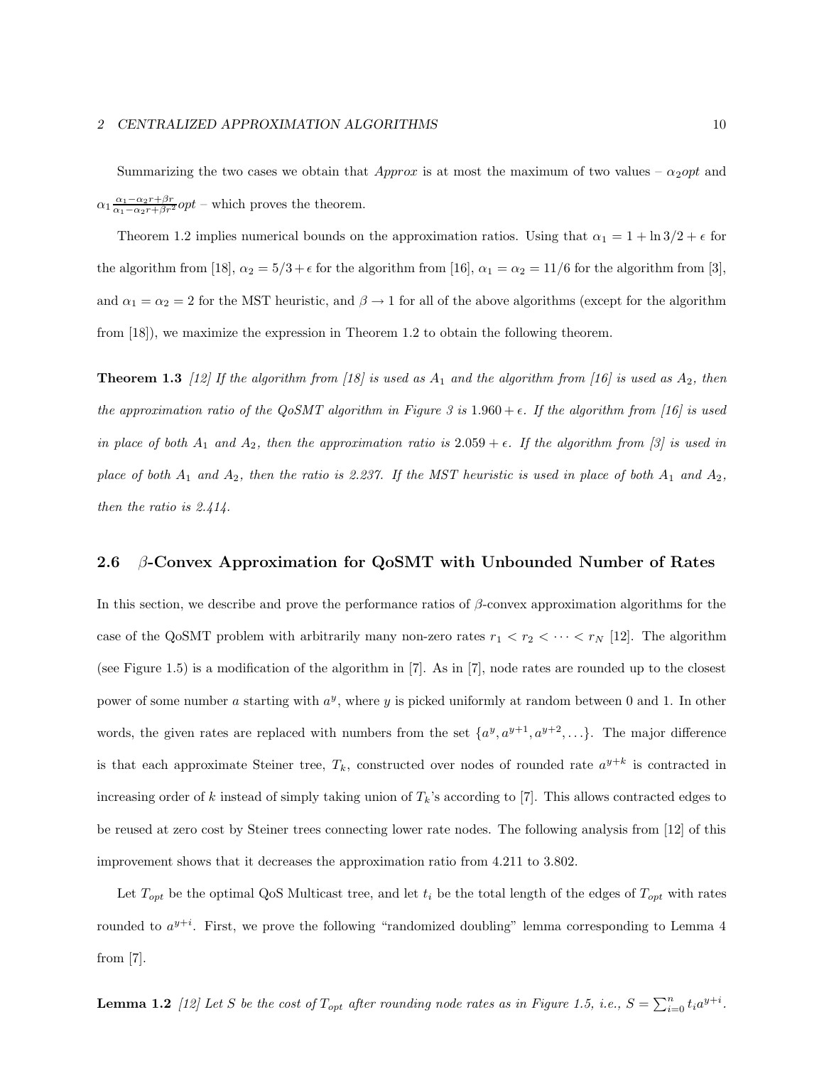Summarizing the two cases we obtain that *Approx* is at most the maximum of two values – $\alpha_2 opt$ and $\alpha_1 \frac{\alpha_1 - \alpha_2 r + \beta r}{\alpha_1 - \alpha_2 r + \beta r^2} opt$ – which proves the theorem.

Theorem 1.2 implies numerical bounds on the approximation ratios. Using that $\alpha_1 = 1 + \ln 3/2 + \epsilon$ for the algorithm from [18], $\alpha_2 = 5/3 + \epsilon$ for the algorithm from [16], $\alpha_1 = \alpha_2 = 11/6$ for the algorithm from [3], and $\alpha_1 = \alpha_2 = 2$ for the MST heuristic, and $\beta \to 1$ for all of the above algorithms (except for the algorithm from [18]), we maximize the expression in Theorem 1.2 to obtain the following theorem.

**Theorem 1.3** *[12] If the algorithm from [18] is used as $A_1$ and the algorithm from [16] is used as $A_2$, then the approximation ratio of the QoSMT algorithm in Figure 3 is $1.960 + \epsilon$. If the algorithm from [16] is used in place of both $A_1$ and $A_2$, then the approximation ratio is $2.059 + \epsilon$. If the algorithm from [3] is used in place of both $A_1$ and $A_2$, then the ratio is 2.237. If the MST heuristic is used in place of both $A_1$ and $A_2$, then the ratio is 2.414.*

## 2.6 $\beta$-Convex Approximation for QoSMT with Unbounded Number of Rates

In this section, we describe and prove the performance ratios of $\beta$-convex approximation algorithms for the case of the QoSMT problem with arbitrarily many non-zero rates $r_1 < r_2 < \cdots < r_N$ [12]. The algorithm (see Figure 1.5) is a modification of the algorithm in [7]. As in [7], node rates are rounded up to the closest power of some number $a$ starting with $a^y$, where $y$ is picked uniformly at random between 0 and 1. In other words, the given rates are replaced with numbers from the set $\{a^y, a^{y+1}, a^{y+2}, \ldots\}$. The major difference is that each approximate Steiner tree, $T_k$, constructed over nodes of rounded rate $a^{y+k}$ is contracted in increasing order of $k$ instead of simply taking union of $T_k$'s according to [7]. This allows contracted edges to be reused at zero cost by Steiner trees connecting lower rate nodes. The following analysis from [12] of this improvement shows that it decreases the approximation ratio from 4.211 to 3.802.

Let $T_{opt}$ be the optimal QoS Multicast tree, and let $t_i$ be the total length of the edges of $T_{opt}$ with rates rounded to $a^{y+i}$. First, we prove the following "randomized doubling" lemma corresponding to Lemma 4 from [7].

**Lemma 1.2** *[12] Let $S$ be the cost of $T_{opt}$ after rounding node rates as in Figure 1.5, i.e., $S = \sum_{i=0}^{n} t_i a^{y+i}$.*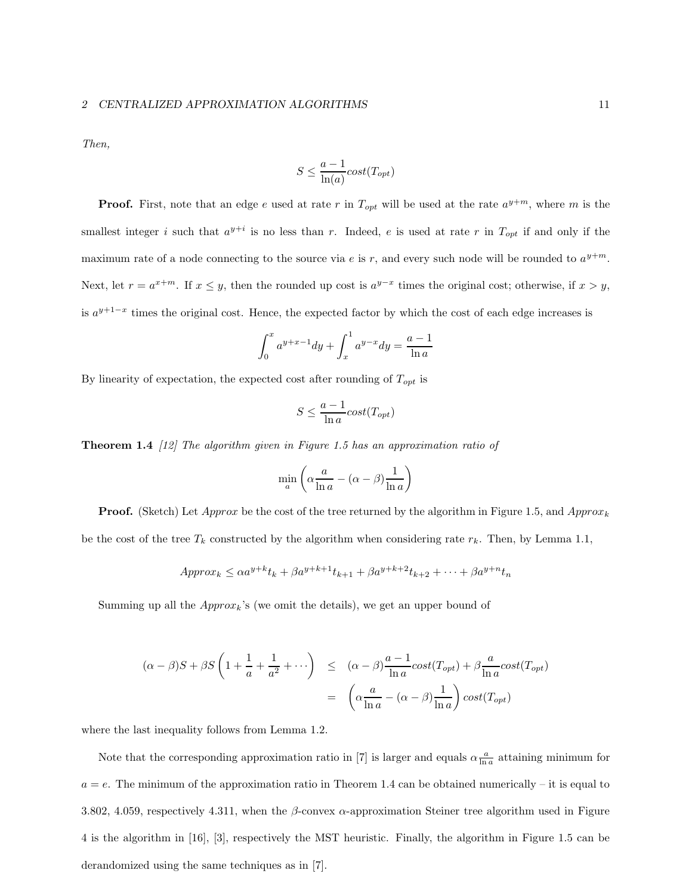*Then,*

$$S \leq \frac{a-1}{\ln(a)} cost(T_{opt})$$

**Proof.** First, note that an edge $e$ used at rate $r$ in $T_{opt}$ will be used at the rate $a^{y+m}$, where $m$ is the smallest integer $i$ such that $a^{y+i}$ is no less than $r$. Indeed, $e$ is used at rate $r$ in $T_{opt}$ if and only if the maximum rate of a node connecting to the source via $e$ is $r$, and every such node will be rounded to $a^{y+m}$. Next, let $r = a^{x+m}$. If $x \leq y$, then the rounded up cost is $a^{y-x}$ times the original cost; otherwise, if $x > y$, is $a^{y+1-x}$ times the original cost. Hence, the expected factor by which the cost of each edge increases is

$$\int_0^x a^{y+x-1} dy + \int_x^1 a^{y-x} dy = \frac{a-1}{\ln a}$$

By linearity of expectation, the expected cost after rounding of $T_{opt}$ is

$$S \leq \frac{a-1}{\ln a} cost(T_{opt})$$

**Theorem 1.4** *[12] The algorithm given in Figure 1.5 has an approximation ratio of*

$$\min_a \left( \alpha \frac{a}{\ln a} - (\alpha - \beta) \frac{1}{\ln a} \right)$$

**Proof.** (Sketch) Let *Approx* be the cost of the tree returned by the algorithm in Figure 1.5, and $Approx_k$ be the cost of the tree $T_k$ constructed by the algorithm when considering rate $r_k$. Then, by Lemma 1.1,

$$Approx_k \leq \alpha a^{y+k} t_k + \beta a^{y+k+1} t_{k+1} + \beta a^{y+k+2} t_{k+2} + \cdots + \beta a^{y+n} t_n$$

Summing up all the $Approx_k$'s (we omit the details), we get an upper bound of

$$\begin{aligned}
(\alpha - \beta) S + \beta S \left( 1 + \frac{1}{a} + \frac{1}{a^2} + \cdots \right) &\leq (\alpha - \beta) \frac{a-1}{\ln a} cost(T_{opt}) + \beta \frac{a}{\ln a} cost(T_{opt}) \\
&= \left( \alpha \frac{a}{\ln a} - (\alpha - \beta) \frac{1}{\ln a} \right) cost(T_{opt})
\end{aligned}$$

where the last inequality follows from Lemma 1.2.

Note that the corresponding approximation ratio in [7] is larger and equals $\alpha \frac{a}{\ln a}$ attaining minimum for $a = e$. The minimum of the approximation ratio in Theorem 1.4 can be obtained numerically – it is equal to 3.802, 4.059, respectively 4.311, when the $\beta$-convex $\alpha$-approximation Steiner tree algorithm used in Figure 4 is the algorithm in [16], [3], respectively the MST heuristic. Finally, the algorithm in Figure 1.5 can be derandomized using the same techniques as in [7].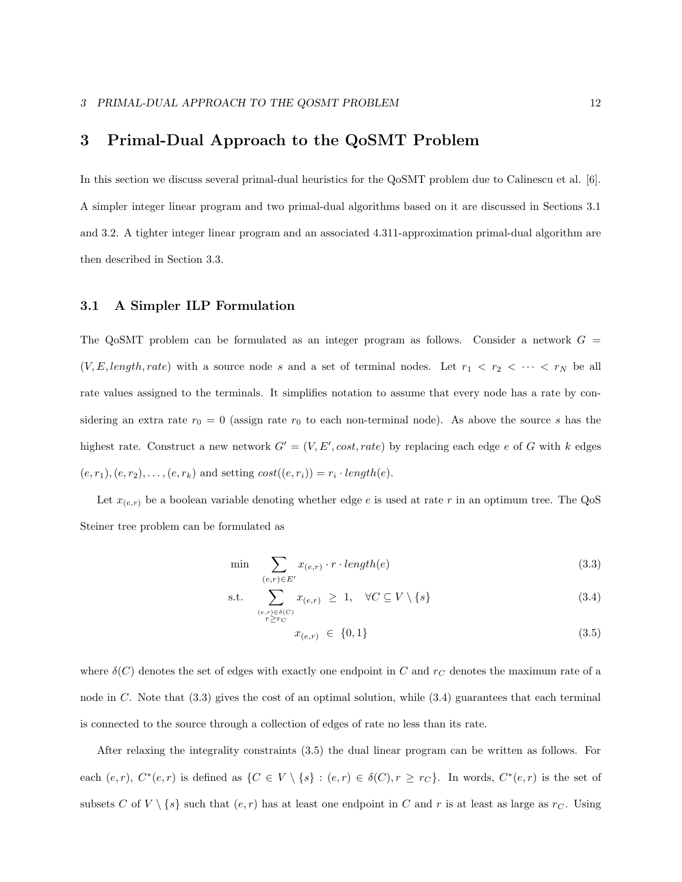# 3 Primal-Dual Approach to the QoSMT Problem

In this section we discuss several primal-dual heuristics for the QoSMT problem due to Calinescu et al. [6]. A simpler integer linear program and two primal-dual algorithms based on it are discussed in Sections 3.1 and 3.2. A tighter integer linear program and an associated 4.311-approximation primal-dual algorithm are then described in Section 3.3.

## 3.1 A Simpler ILP Formulation

The QoSMT problem can be formulated as an integer program as follows. Consider a network $G = (V, E, length, rate)$ with a source node $s$ and a set of terminal nodes. Let $r_1 < r_2 < \cdots < r_N$ be all rate values assigned to the terminals. It simplifies notation to assume that every node has a rate by considering an extra rate $r_0 = 0$ (assign rate $r_0$ to each non-terminal node). As above the source $s$ has the highest rate. Construct a new network $G' = (V, E', cost, rate)$ by replacing each edge $e$ of $G$ with $k$ edges $(e, r_1), (e, r_2), \ldots, (e, r_k)$ and setting $cost((e, r_i)) = r_i \cdot length(e)$.

Let $x_{(e,r)}$ be a boolean variable denoting whether edge $e$ is used at rate $r$ in an optimum tree. The QoS Steiner tree problem can be formulated as

$$\min \quad \sum_{(e,r) \in E'} x_{(e,r)} \cdot r \cdot length(e) \tag{3.3}$$

$$\text{s.t.} \quad \sum_{\substack{(e,r) \in \delta(C) \\ r \geq r_C}} x_{(e,r)} \;\geq\; 1, \quad \forall C \subseteq V \setminus \{s\} \tag{3.4}$$

$$x_{(e,r)} \;\in\; \{0, 1\} \tag{3.5}$$

where $\delta(C)$ denotes the set of edges with exactly one endpoint in $C$ and $r_C$ denotes the maximum rate of a node in $C$. Note that (3.3) gives the cost of an optimal solution, while (3.4) guarantees that each terminal is connected to the source through a collection of edges of rate no less than its rate.

After relaxing the integrality constraints (3.5) the dual linear program can be written as follows. For each $(e, r)$, $C^*(e, r)$ is defined as $\{C \in V \setminus \{s\} : (e, r) \in \delta(C), r \geq r_C\}$. In words, $C^*(e, r)$ is the set of subsets $C$ of $V \setminus \{s\}$ such that $(e, r)$ has at least one endpoint in $C$ and $r$ is at least as large as $r_C$. Using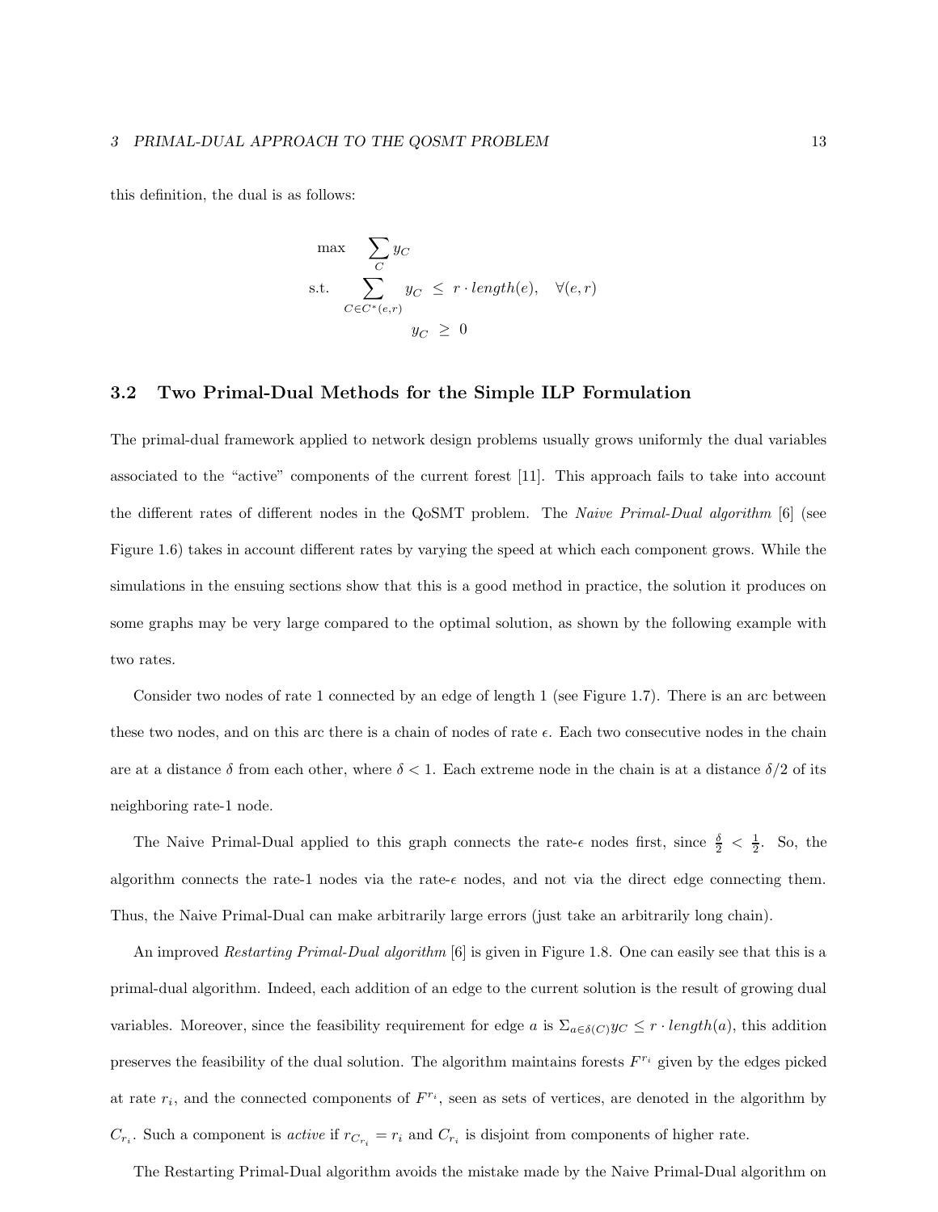this definition, the dual is as follows:

$$
\begin{aligned}
\max \quad & \sum_{C} y_C \\
\text{s.t.} \quad & \sum_{C \in C^*(e,r)} y_C \ \leq \ r \cdot length(e), \quad \forall (e,r) \\
& y_C \ \geq \ 0
\end{aligned}
$$

## 3.2 Two Primal-Dual Methods for the Simple ILP Formulation

The primal-dual framework applied to network design problems usually grows uniformly the dual variables associated to the "active" components of the current forest [11]. This approach fails to take into account the different rates of different nodes in the QoSMT problem. The *Naive Primal-Dual algorithm* [6] (see Figure 1.6) takes in account different rates by varying the speed at which each component grows. While the simulations in the ensuing sections show that this is a good method in practice, the solution it produces on some graphs may be very large compared to the optimal solution, as shown by the following example with two rates.

Consider two nodes of rate 1 connected by an edge of length 1 (see Figure 1.7). There is an arc between these two nodes, and on this arc there is a chain of nodes of rate $\epsilon$. Each two consecutive nodes in the chain are at a distance $\delta$ from each other, where $\delta < 1$. Each extreme node in the chain is at a distance $\delta/2$ of its neighboring rate-1 node.

The Naive Primal-Dual applied to this graph connects the rate-$\epsilon$ nodes first, since $\frac{\delta}{2} < \frac{1}{2}$. So, the algorithm connects the rate-1 nodes via the rate-$\epsilon$ nodes, and not via the direct edge connecting them. Thus, the Naive Primal-Dual can make arbitrarily large errors (just take an arbitrarily long chain).

An improved *Restarting Primal-Dual algorithm* [6] is given in Figure 1.8. One can easily see that this is a primal-dual algorithm. Indeed, each addition of an edge to the current solution is the result of growing dual variables. Moreover, since the feasibility requirement for edge $a$ is $\Sigma_{a \in \delta(C)} y_C \leq r \cdot length(a)$, this addition preserves the feasibility of the dual solution. The algorithm maintains forests $F^{r_i}$ given by the edges picked at rate $r_i$, and the connected components of $F^{r_i}$, seen as sets of vertices, are denoted in the algorithm by $C_{r_i}$. Such a component is *active* if $r_{C_{r_i}} = r_i$ and $C_{r_i}$ is disjoint from components of higher rate.

The Restarting Primal-Dual algorithm avoids the mistake made by the Naive Primal-Dual algorithm on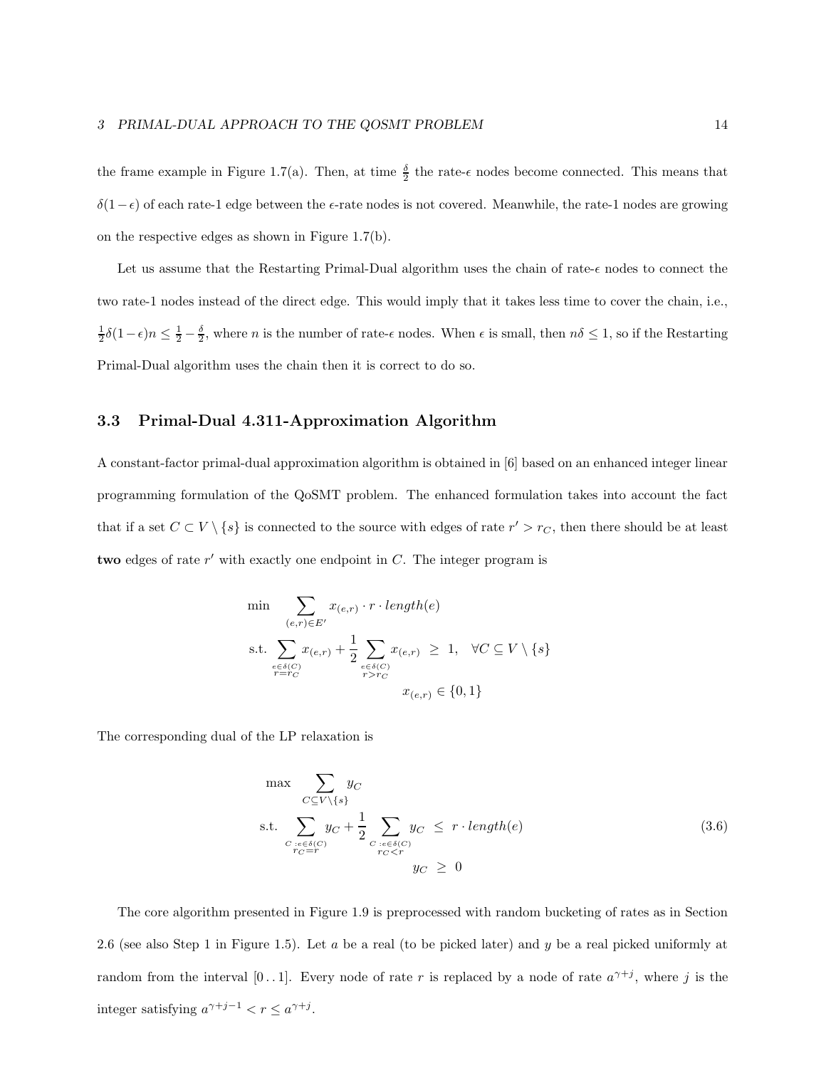the frame example in Figure 1.7(a). Then, at time $\frac{\delta}{2}$ the rate-$\epsilon$ nodes become connected. This means that $\delta(1-\epsilon)$ of each rate-1 edge between the $\epsilon$-rate nodes is not covered. Meanwhile, the rate-1 nodes are growing on the respective edges as shown in Figure 1.7(b).

Let us assume that the Restarting Primal-Dual algorithm uses the chain of rate-$\epsilon$ nodes to connect the two rate-1 nodes instead of the direct edge. This would imply that it takes less time to cover the chain, i.e., $\frac{1}{2}\delta(1-\epsilon)n \leq \frac{1}{2} - \frac{\delta}{2}$, where $n$ is the number of rate-$\epsilon$ nodes. When $\epsilon$ is small, then $n\delta \leq 1$, so if the Restarting Primal-Dual algorithm uses the chain then it is correct to do so.

### 3.3 Primal-Dual 4.311-Approximation Algorithm

A constant-factor primal-dual approximation algorithm is obtained in [6] based on an enhanced integer linear programming formulation of the QoSMT problem. The enhanced formulation takes into account the fact that if a set $C \subset V \setminus \{s\}$ is connected to the source with edges of rate $r' > r_C$, then there should be at least **two** edges of rate $r'$ with exactly one endpoint in $C$. The integer program is

$$
\begin{aligned}
\min \quad & \sum_{(e,r)\in E'} x_{(e,r)} \cdot r \cdot \mathit{length}(e) \\
\text{s.t.} \quad & \sum_{\substack{e\in\delta(C)\\ r=r_C}} x_{(e,r)} + \frac{1}{2}\sum_{\substack{e\in\delta(C)\\ r>r_C}} x_{(e,r)} \;\geq\; 1, \quad \forall C \subseteq V\setminus\{s\} \\
& x_{(e,r)} \in \{0,1\}
\end{aligned}
$$

The corresponding dual of the LP relaxation is

$$
\begin{aligned}
\max \quad & \sum_{C\subseteq V\setminus\{s\}} y_C \\
\text{s.t.} \quad & \sum_{\substack{C\,:e\in\delta(C)\\ r_C=r}} y_C + \frac{1}{2}\sum_{\substack{C\,:e\in\delta(C)\\ r_C<r}} y_C \;\leq\; r\cdot \mathit{length}(e) \\
& y_C \;\geq\; 0
\end{aligned}
\tag{3.6}
$$

The core algorithm presented in Figure 1.9 is preprocessed with random bucketing of rates as in Section 2.6 (see also Step 1 in Figure 1.5). Let $a$ be a real (to be picked later) and $y$ be a real picked uniformly at random from the interval $[0\,..\,1]$. Every node of rate $r$ is replaced by a node of rate $a^{\gamma+j}$, where $j$ is the integer satisfying $a^{\gamma+j-1} < r \leq a^{\gamma+j}$.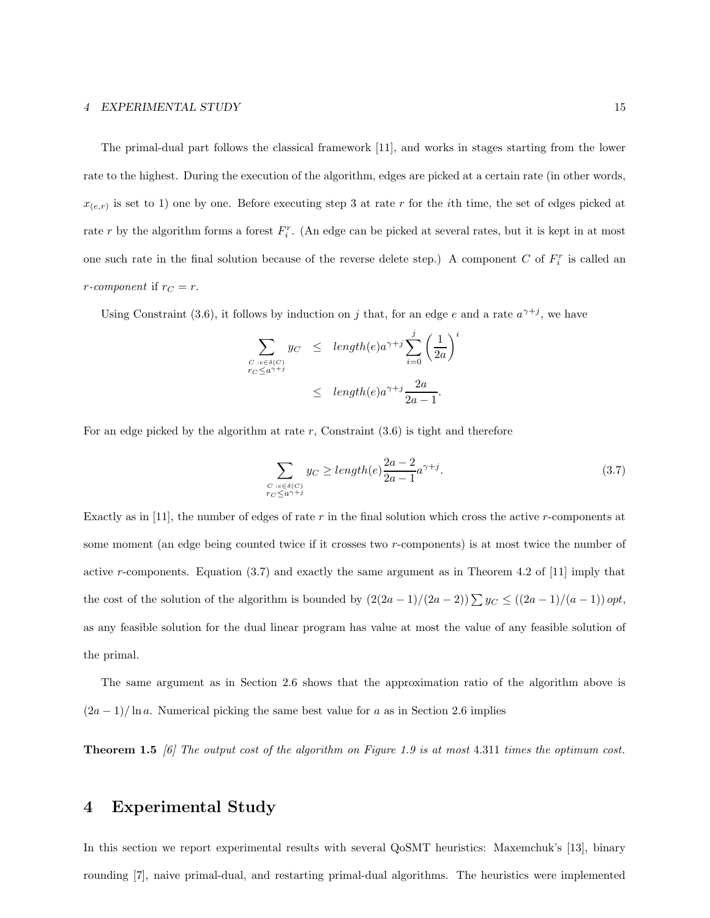The primal-dual part follows the classical framework [11], and works in stages starting from the lower rate to the highest. During the execution of the algorithm, edges are picked at a certain rate (in other words, $x_{(e,r)}$ is set to 1) one by one. Before executing step 3 at rate $r$ for the $i$th time, the set of edges picked at rate $r$ by the algorithm forms a forest $F_i^r$. (An edge can be picked at several rates, but it is kept in at most one such rate in the final solution because of the reverse delete step.) A component $C$ of $F_i^r$ is called an *r-component* if $r_C = r$.

Using Constraint (3.6), it follows by induction on $j$ that, for an edge $e$ and a rate $a^{\gamma+j}$, we have

$$\begin{aligned}
\sum_{\substack{C\,:e\in\delta(C)\\ r_C\le a^{\gamma+j}}} y_C &\le \mathit{length}(e)a^{\gamma+j}\sum_{i=0}^{j}\left(\frac{1}{2a}\right)^i \\
&\le \mathit{length}(e)a^{\gamma+j}\frac{2a}{2a-1}.
\end{aligned}$$

For an edge picked by the algorithm at rate $r$, Constraint (3.6) is tight and therefore

$$\sum_{\substack{C\,:e\in\delta(C)\\ r_C\le a^{\gamma+j}}} y_C \ge \mathit{length}(e)\frac{2a-2}{2a-1}a^{\gamma+j}. \tag{3.7}$$

Exactly as in [11], the number of edges of rate $r$ in the final solution which cross the active $r$-components at some moment (an edge being counted twice if it crosses two $r$-components) is at most twice the number of active $r$-components. Equation (3.7) and exactly the same argument as in Theorem 4.2 of [11] imply that the cost of the solution of the algorithm is bounded by $(2(2a-1)/(2a-2))\sum y_C \le ((2a-1)/(a-1))\,opt$, as any feasible solution for the dual linear program has value at most the value of any feasible solution of the primal.

The same argument as in Section 2.6 shows that the approximation ratio of the algorithm above is $(2a-1)/\ln a$. Numerical picking the same best value for $a$ as in Section 2.6 implies

**Theorem 1.5** *[6] The output cost of the algorithm on Figure 1.9 is at most* 4.311 *times the optimum cost.*

# 4 Experimental Study

In this section we report experimental results with several QoSMT heuristics: Maxemchuk's [13], binary rounding [7], naive primal-dual, and restarting primal-dual algorithms. The heuristics were implemented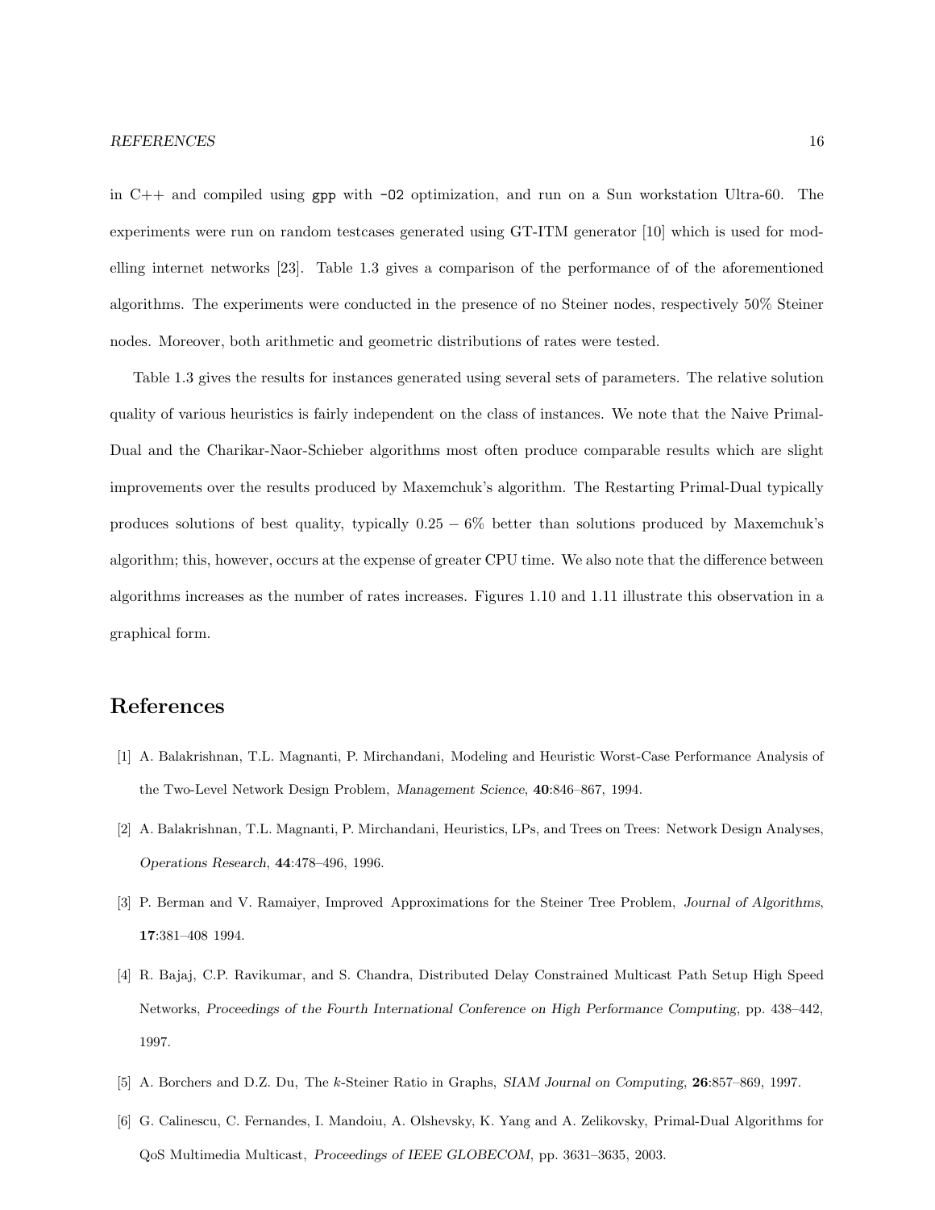in C++ and compiled using `gpp` with `-O2` optimization, and run on a Sun workstation Ultra-60. The experiments were run on random testcases generated using GT-ITM generator [10] which is used for modelling internet networks [23]. Table 1.3 gives a comparison of the performance of of the aforementioned algorithms. The experiments were conducted in the presence of no Steiner nodes, respectively 50% Steiner nodes. Moreover, both arithmetic and geometric distributions of rates were tested.

Table 1.3 gives the results for instances generated using several sets of parameters. The relative solution quality of various heuristics is fairly independent on the class of instances. We note that the Naive Primal-Dual and the Charikar-Naor-Schieber algorithms most often produce comparable results which are slight improvements over the results produced by Maxemchuk's algorithm. The Restarting Primal-Dual typically produces solutions of best quality, typically $0.25 - 6\%$ better than solutions produced by Maxemchuk's algorithm; this, however, occurs at the expense of greater CPU time. We also note that the difference between algorithms increases as the number of rates increases. Figures 1.10 and 1.11 illustrate this observation in a graphical form.

# References

[1] A. Balakrishnan, T.L. Magnanti, P. Mirchandani, Modeling and Heuristic Worst-Case Performance Analysis of the Two-Level Network Design Problem, *Management Science*, **40**:846–867, 1994.

[2] A. Balakrishnan, T.L. Magnanti, P. Mirchandani, Heuristics, LPs, and Trees on Trees: Network Design Analyses, *Operations Research*, **44**:478–496, 1996.

[3] P. Berman and V. Ramaiyer, Improved Approximations for the Steiner Tree Problem, *Journal of Algorithms*, **17**:381–408 1994.

[4] R. Bajaj, C.P. Ravikumar, and S. Chandra, Distributed Delay Constrained Multicast Path Setup High Speed Networks, *Proceedings of the Fourth International Conference on High Performance Computing*, pp. 438–442, 1997.

[5] A. Borchers and D.Z. Du, The $k$-Steiner Ratio in Graphs, *SIAM Journal on Computing*, **26**:857–869, 1997.

[6] G. Calinescu, C. Fernandes, I. Mandoiu, A. Olshevsky, K. Yang and A. Zelikovsky, Primal-Dual Algorithms for QoS Multimedia Multicast, *Proceedings of IEEE GLOBECOM*, pp. 3631–3635, 2003.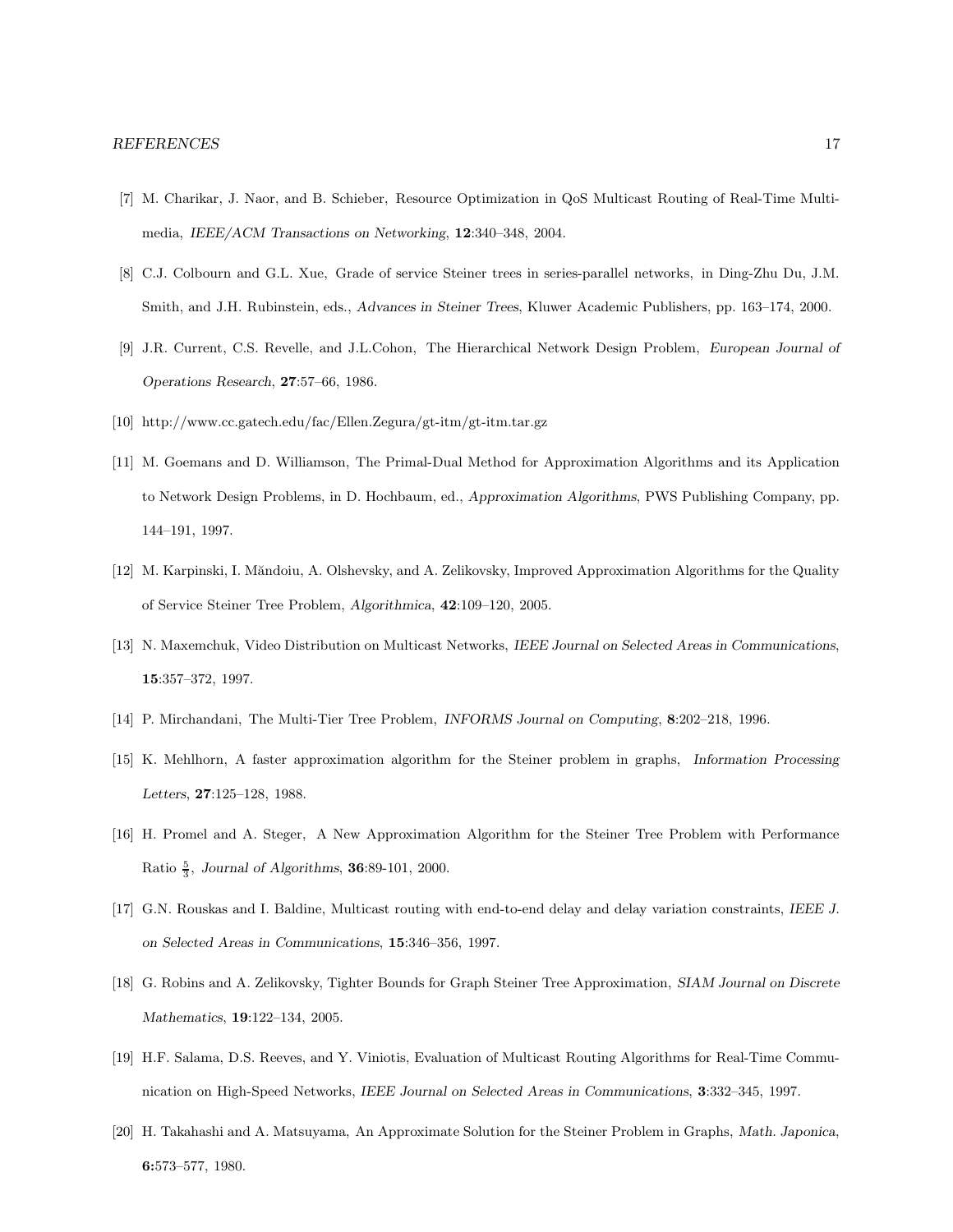[7] M. Charikar, J. Naor, and B. Schieber, Resource Optimization in QoS Multicast Routing of Real-Time Multimedia, *IEEE/ACM Transactions on Networking*, **12**:340–348, 2004.

[8] C.J. Colbourn and G.L. Xue, Grade of service Steiner trees in series-parallel networks, in Ding-Zhu Du, J.M. Smith, and J.H. Rubinstein, eds., *Advances in Steiner Trees*, Kluwer Academic Publishers, pp. 163–174, 2000.

[9] J.R. Current, C.S. Revelle, and J.L.Cohon, The Hierarchical Network Design Problem, *European Journal of Operations Research*, **27**:57–66, 1986.

[10] http://www.cc.gatech.edu/fac/Ellen.Zegura/gt-itm/gt-itm.tar.gz

[11] M. Goemans and D. Williamson, The Primal-Dual Method for Approximation Algorithms and its Application to Network Design Problems, in D. Hochbaum, ed., *Approximation Algorithms*, PWS Publishing Company, pp. 144–191, 1997.

[12] M. Karpinski, I. Măndoiu, A. Olshevsky, and A. Zelikovsky, Improved Approximation Algorithms for the Quality of Service Steiner Tree Problem, *Algorithmica*, **42**:109–120, 2005.

[13] N. Maxemchuk, Video Distribution on Multicast Networks, *IEEE Journal on Selected Areas in Communications*, **15**:357–372, 1997.

[14] P. Mirchandani, The Multi-Tier Tree Problem, *INFORMS Journal on Computing*, **8**:202–218, 1996.

[15] K. Mehlhorn, A faster approximation algorithm for the Steiner problem in graphs, *Information Processing Letters*, **27**:125–128, 1988.

[16] H. Promel and A. Steger, A New Approximation Algorithm for the Steiner Tree Problem with Performance Ratio $\frac{5}{3}$, *Journal of Algorithms*, **36**:89-101, 2000.

[17] G.N. Rouskas and I. Baldine, Multicast routing with end-to-end delay and delay variation constraints, *IEEE J. on Selected Areas in Communications*, **15**:346–356, 1997.

[18] G. Robins and A. Zelikovsky, Tighter Bounds for Graph Steiner Tree Approximation, *SIAM Journal on Discrete Mathematics*, **19**:122–134, 2005.

[19] H.F. Salama, D.S. Reeves, and Y. Viniotis, Evaluation of Multicast Routing Algorithms for Real-Time Communication on High-Speed Networks, *IEEE Journal on Selected Areas in Communications*, **3**:332–345, 1997.

[20] H. Takahashi and A. Matsuyama, An Approximate Solution for the Steiner Problem in Graphs, *Math. Japonica*, **6:**573–577, 1980.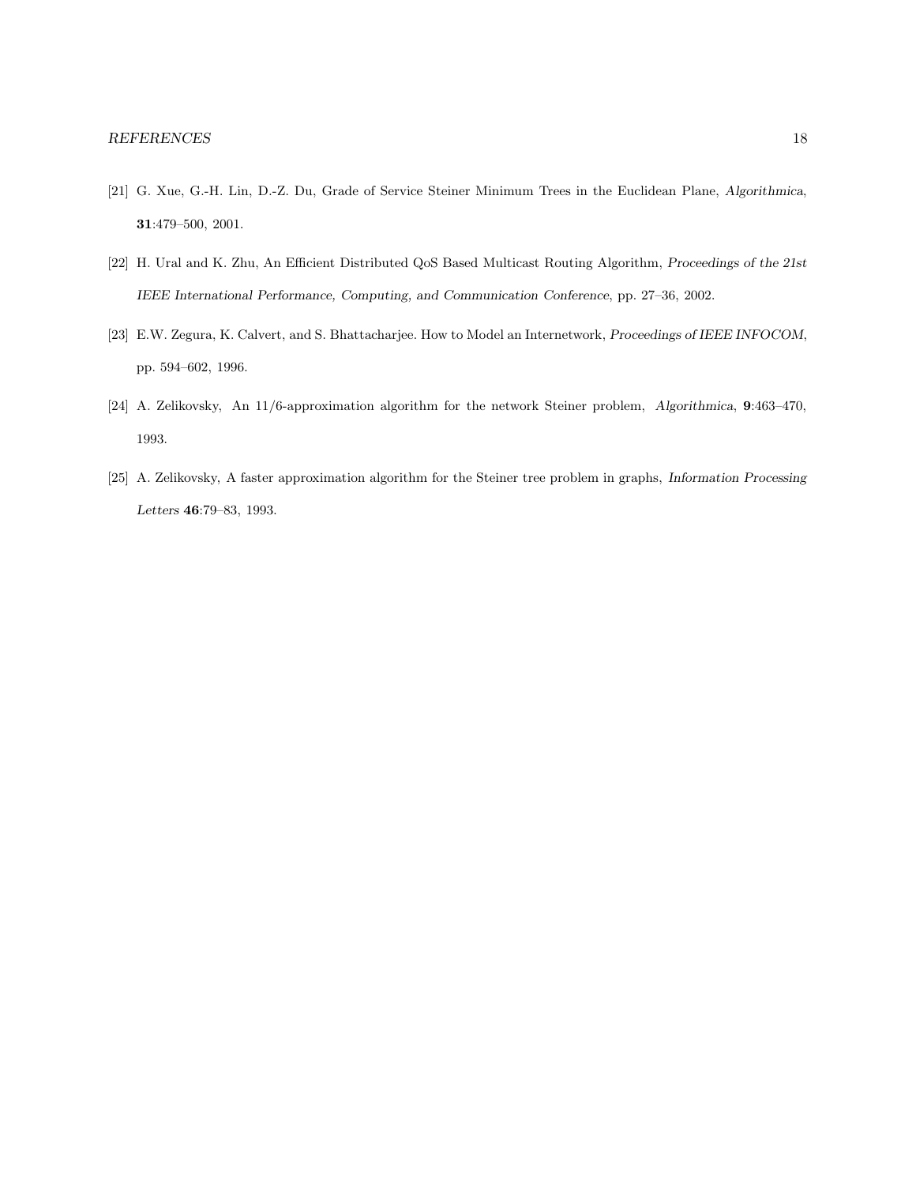[21] G. Xue, G.-H. Lin, D.-Z. Du, Grade of Service Steiner Minimum Trees in the Euclidean Plane, *Algorithmica*, **31**:479–500, 2001.

[22] H. Ural and K. Zhu, An Efficient Distributed QoS Based Multicast Routing Algorithm, *Proceedings of the 21st IEEE International Performance, Computing, and Communication Conference*, pp. 27–36, 2002.

[23] E.W. Zegura, K. Calvert, and S. Bhattacharjee. How to Model an Internetwork, *Proceedings of IEEE INFOCOM*, pp. 594–602, 1996.

[24] A. Zelikovsky, An 11/6-approximation algorithm for the network Steiner problem, *Algorithmica*, **9**:463–470, 1993.

[25] A. Zelikovsky, A faster approximation algorithm for the Steiner tree problem in graphs, *Information Processing Letters* **46**:79–83, 1993.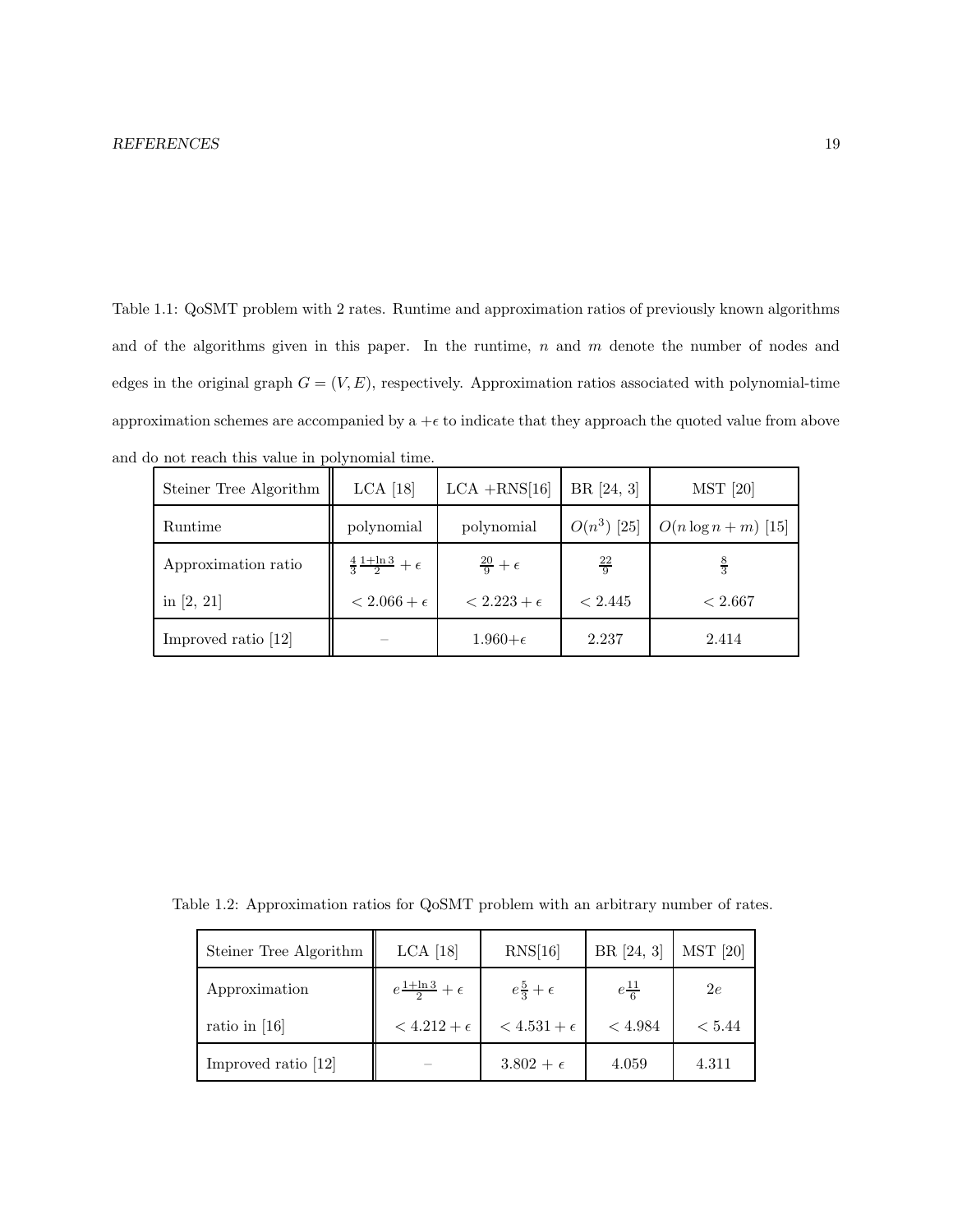Table 1.1: QoSMT problem with 2 rates. Runtime and approximation ratios of previously known algorithms and of the algorithms given in this paper. In the runtime, $n$ and $m$ denote the number of nodes and edges in the original graph $G = (V, E)$, respectively. Approximation ratios associated with polynomial-time approximation schemes are accompanied by a $+\epsilon$ to indicate that they approach the quoted value from above and do not reach this value in polynomial time.

| Steiner Tree Algorithm | LCA [18] | LCA +RNS[16] | BR [24, 3] | MST [20] |
|---|---|---|---|---|
| Runtime | polynomial | polynomial | $O(n^3)$ [25] | $O(n \log n + m)$ [15] |
| Approximation ratio in [2, 21] | $\frac{4}{3}\frac{1+\ln 3}{2} + \epsilon$ $< 2.066 + \epsilon$ | $\frac{20}{9} + \epsilon$ $< 2.223 + \epsilon$ | $\frac{22}{9}$ $< 2.445$ | $\frac{8}{3}$ $< 2.667$ |
| Improved ratio [12] | – | 1.960+$\epsilon$ | 2.237 | 2.414 |

Table 1.2: Approximation ratios for QoSMT problem with an arbitrary number of rates.

| Steiner Tree Algorithm | LCA [18] | RNS[16] | BR [24, 3] | MST [20] |
|---|---|---|---|---|
| Approximation ratio in [16] | $e\frac{1+\ln 3}{2} + \epsilon$ $< 4.212 + \epsilon$ | $e\frac{5}{3} + \epsilon$ $< 4.531 + \epsilon$ | $e\frac{11}{6}$ $< 4.984$ | $2e$ $< 5.44$ |
| Improved ratio [12] | – | $3.802 + \epsilon$ | 4.059 | 4.311 |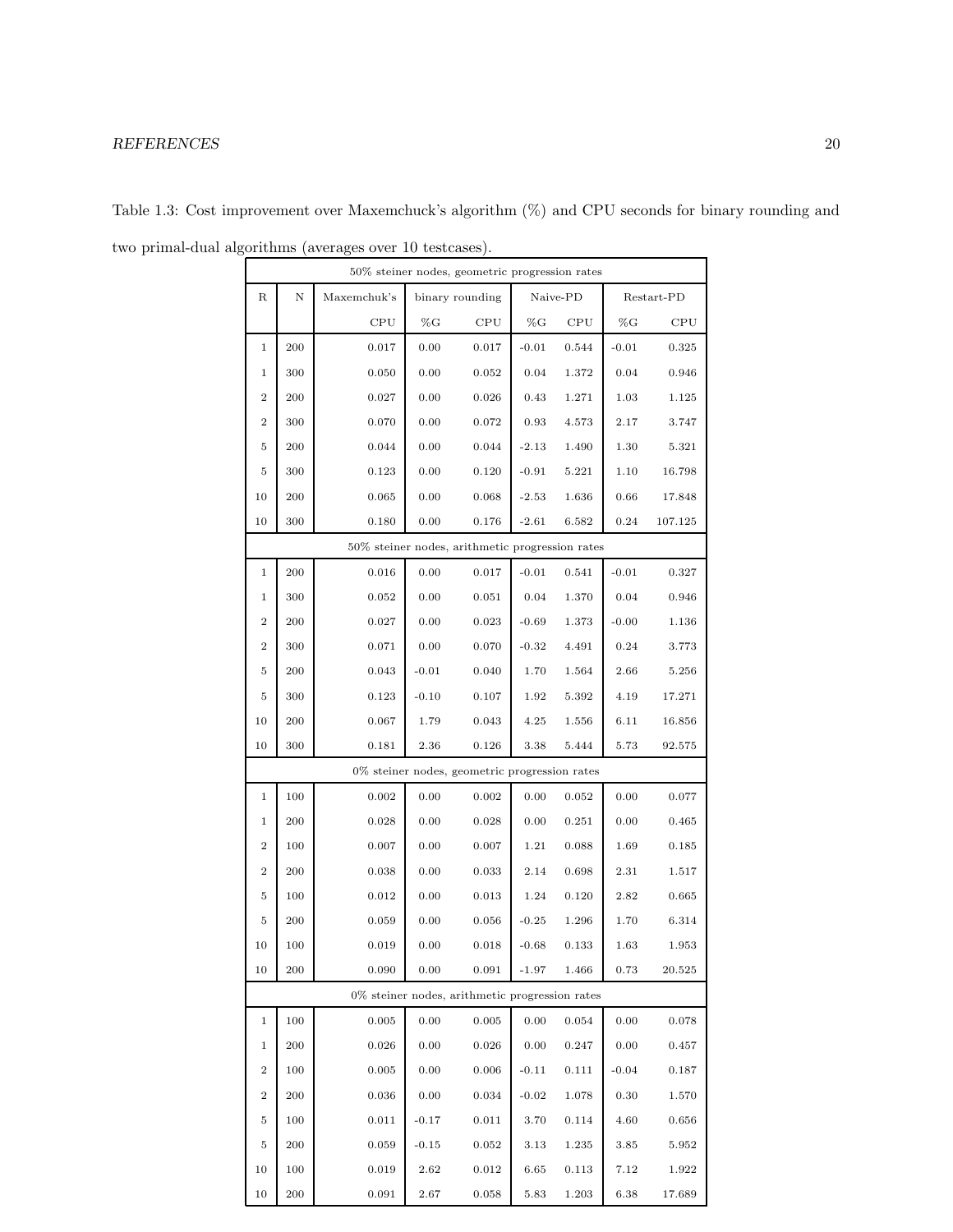Table 1.3: Cost improvement over Maxemchuck's algorithm (%) and CPU seconds for binary rounding and two primal-dual algorithms (averages over 10 testcases).

| 50% steiner nodes, geometric progression rates | | | | | | | | |
|---|---|---|---|---|---|---|---|---|
| R | N | Maxemchuk's | binary rounding | | Naive-PD | | Restart-PD | |
| | | CPU | %G | CPU | %G | CPU | %G | CPU |
| 1 | 200 | 0.017 | 0.00 | 0.017 | -0.01 | 0.544 | -0.01 | 0.325 |
| 1 | 300 | 0.050 | 0.00 | 0.052 | 0.04 | 1.372 | 0.04 | 0.946 |
| 2 | 200 | 0.027 | 0.00 | 0.026 | 0.43 | 1.271 | 1.03 | 1.125 |
| 2 | 300 | 0.070 | 0.00 | 0.072 | 0.93 | 4.573 | 2.17 | 3.747 |
| 5 | 200 | 0.044 | 0.00 | 0.044 | -2.13 | 1.490 | 1.30 | 5.321 |
| 5 | 300 | 0.123 | 0.00 | 0.120 | -0.91 | 5.221 | 1.10 | 16.798 |
| 10 | 200 | 0.065 | 0.00 | 0.068 | -2.53 | 1.636 | 0.66 | 17.848 |
| 10 | 300 | 0.180 | 0.00 | 0.176 | -2.61 | 6.582 | 0.24 | 107.125 |
| 50% steiner nodes, arithmetic progression rates | | | | | | | | |
| 1 | 200 | 0.016 | 0.00 | 0.017 | -0.01 | 0.541 | -0.01 | 0.327 |
| 1 | 300 | 0.052 | 0.00 | 0.051 | 0.04 | 1.370 | 0.04 | 0.946 |
| 2 | 200 | 0.027 | 0.00 | 0.023 | -0.69 | 1.373 | -0.00 | 1.136 |
| 2 | 300 | 0.071 | 0.00 | 0.070 | -0.32 | 4.491 | 0.24 | 3.773 |
| 5 | 200 | 0.043 | -0.01 | 0.040 | 1.70 | 1.564 | 2.66 | 5.256 |
| 5 | 300 | 0.123 | -0.10 | 0.107 | 1.92 | 5.392 | 4.19 | 17.271 |
| 10 | 200 | 0.067 | 1.79 | 0.043 | 4.25 | 1.556 | 6.11 | 16.856 |
| 10 | 300 | 0.181 | 2.36 | 0.126 | 3.38 | 5.444 | 5.73 | 92.575 |
| 0% steiner nodes, geometric progression rates | | | | | | | | |
| 1 | 100 | 0.002 | 0.00 | 0.002 | 0.00 | 0.052 | 0.00 | 0.077 |
| 1 | 200 | 0.028 | 0.00 | 0.028 | 0.00 | 0.251 | 0.00 | 0.465 |
| 2 | 100 | 0.007 | 0.00 | 0.007 | 1.21 | 0.088 | 1.69 | 0.185 |
| 2 | 200 | 0.038 | 0.00 | 0.033 | 2.14 | 0.698 | 2.31 | 1.517 |
| 5 | 100 | 0.012 | 0.00 | 0.013 | 1.24 | 0.120 | 2.82 | 0.665 |
| 5 | 200 | 0.059 | 0.00 | 0.056 | -0.25 | 1.296 | 1.70 | 6.314 |
| 10 | 100 | 0.019 | 0.00 | 0.018 | -0.68 | 0.133 | 1.63 | 1.953 |
| 10 | 200 | 0.090 | 0.00 | 0.091 | -1.97 | 1.466 | 0.73 | 20.525 |
| 0% steiner nodes, arithmetic progression rates | | | | | | | | |
| 1 | 100 | 0.005 | 0.00 | 0.005 | 0.00 | 0.054 | 0.00 | 0.078 |
| 1 | 200 | 0.026 | 0.00 | 0.026 | 0.00 | 0.247 | 0.00 | 0.457 |
| 2 | 100 | 0.005 | 0.00 | 0.006 | -0.11 | 0.111 | -0.04 | 0.187 |
| 2 | 200 | 0.036 | 0.00 | 0.034 | -0.02 | 1.078 | 0.30 | 1.570 |
| 5 | 100 | 0.011 | -0.17 | 0.011 | 3.70 | 0.114 | 4.60 | 0.656 |
| 5 | 200 | 0.059 | -0.15 | 0.052 | 3.13 | 1.235 | 3.85 | 5.952 |
| 10 | 100 | 0.019 | 2.62 | 0.012 | 6.65 | 0.113 | 7.12 | 1.922 |
| 10 | 200 | 0.091 | 2.67 | 0.058 | 5.83 | 1.203 | 6.38 | 17.689 |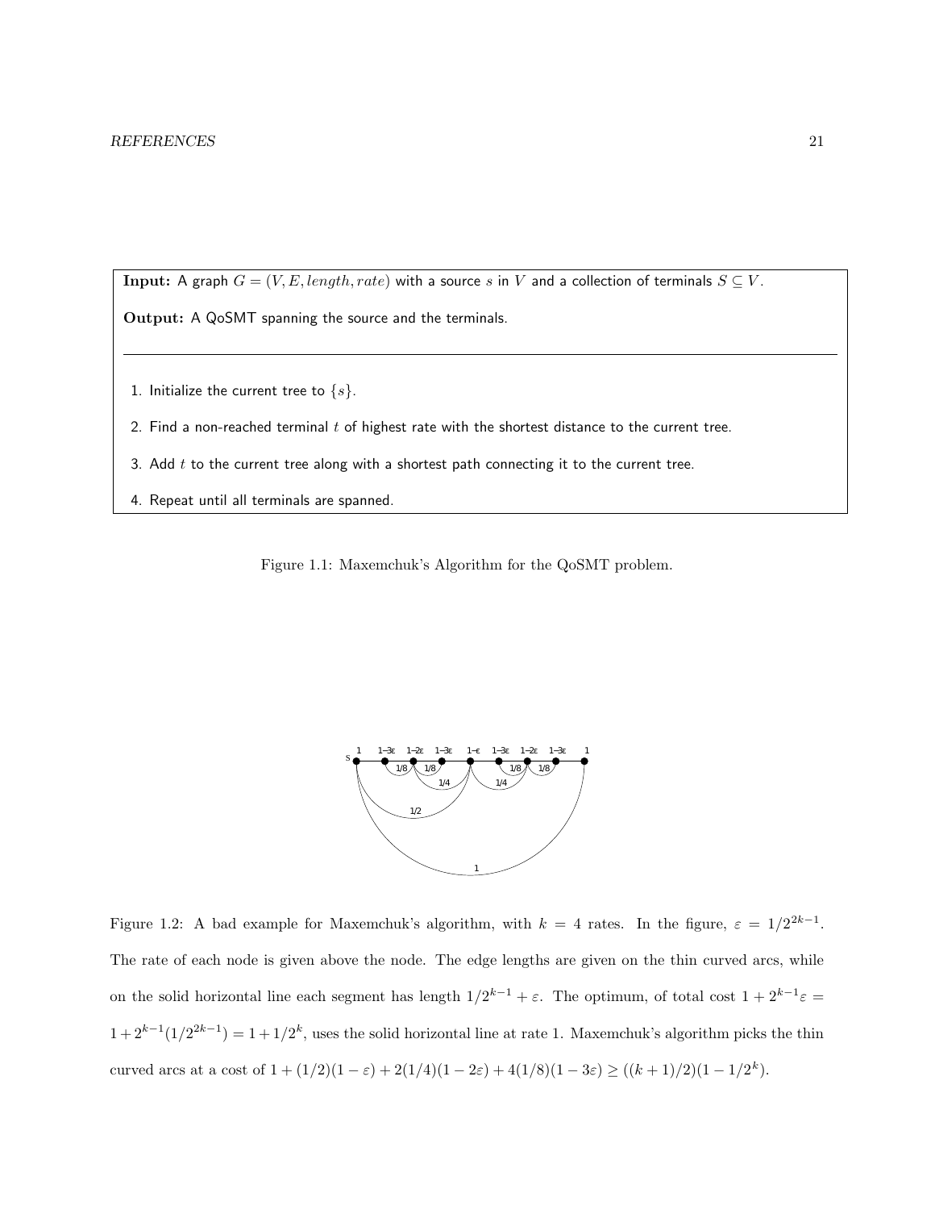**Input:** A graph $G = (V, E, length, rate)$ with a source $s$ in $V$ and a collection of terminals $S \subseteq V$.

**Output:** A QoSMT spanning the source and the terminals.

---

1. Initialize the current tree to $\{s\}$.
2. Find a non-reached terminal $t$ of highest rate with the shortest distance to the current tree.
3. Add $t$ to the current tree along with a shortest path connecting it to the current tree.
4. Repeat until all terminals are spanned.

Figure 1.1: Maxemchuk's Algorithm for the QoSMT problem.

Figure 1.2: A bad example for Maxemchuk's algorithm, with $k = 4$ rates. In the figure, $\varepsilon = 1/2^{2k-1}$. The rate of each node is given above the node. The edge lengths are given on the thin curved arcs, while on the solid horizontal line each segment has length $1/2^{k-1} + \varepsilon$. The optimum, of total cost $1 + 2^{k-1}\varepsilon = 1 + 2^{k-1}(1/2^{2k-1}) = 1 + 1/2^k$, uses the solid horizontal line at rate 1. Maxemchuk's algorithm picks the thin curved arcs at a cost of $1 + (1/2)(1-\varepsilon) + 2(1/4)(1-2\varepsilon) + 4(1/8)(1-3\varepsilon) \geq ((k+1)/2)(1 - 1/2^k)$.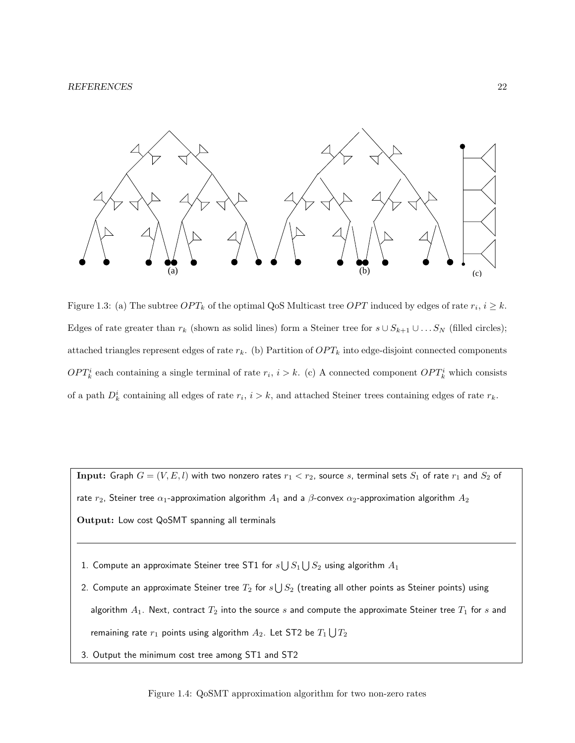Figure 1.3: (a) The subtree $OPT_k$ of the optimal QoS Multicast tree $OPT$ induced by edges of rate $r_i$, $i \geq k$. Edges of rate greater than $r_k$ (shown as solid lines) form a Steiner tree for $s \cup S_{k+1} \cup \ldots S_N$ (filled circles); attached triangles represent edges of rate $r_k$. (b) Partition of $OPT_k$ into edge-disjoint connected components $OPT_k^i$ each containing a single terminal of rate $r_i$, $i > k$. (c) A connected component $OPT_k^i$ which consists of a path $D_k^i$ containing all edges of rate $r_i$, $i > k$, and attached Steiner trees containing edges of rate $r_k$.

**Input:** Graph $G = (V, E, l)$ with two nonzero rates $r_1 < r_2$, source $s$, terminal sets $S_1$ of rate $r_1$ and $S_2$ of rate $r_2$, Steiner tree $\alpha_1$-approximation algorithm $A_1$ and a $\beta$-convex $\alpha_2$-approximation algorithm $A_2$

**Output:** Low cost QoSMT spanning all terminals

---

1. Compute an approximate Steiner tree ST1 for $s \bigcup S_1 \bigcup S_2$ using algorithm $A_1$
2. Compute an approximate Steiner tree $T_2$ for $s \bigcup S_2$ (treating all other points as Steiner points) using algorithm $A_1$. Next, contract $T_2$ into the source $s$ and compute the approximate Steiner tree $T_1$ for $s$ and remaining rate $r_1$ points using algorithm $A_2$. Let ST2 be $T_1 \bigcup T_2$
3. Output the minimum cost tree among ST1 and ST2

Figure 1.4: QoSMT approximation algorithm for two non-zero rates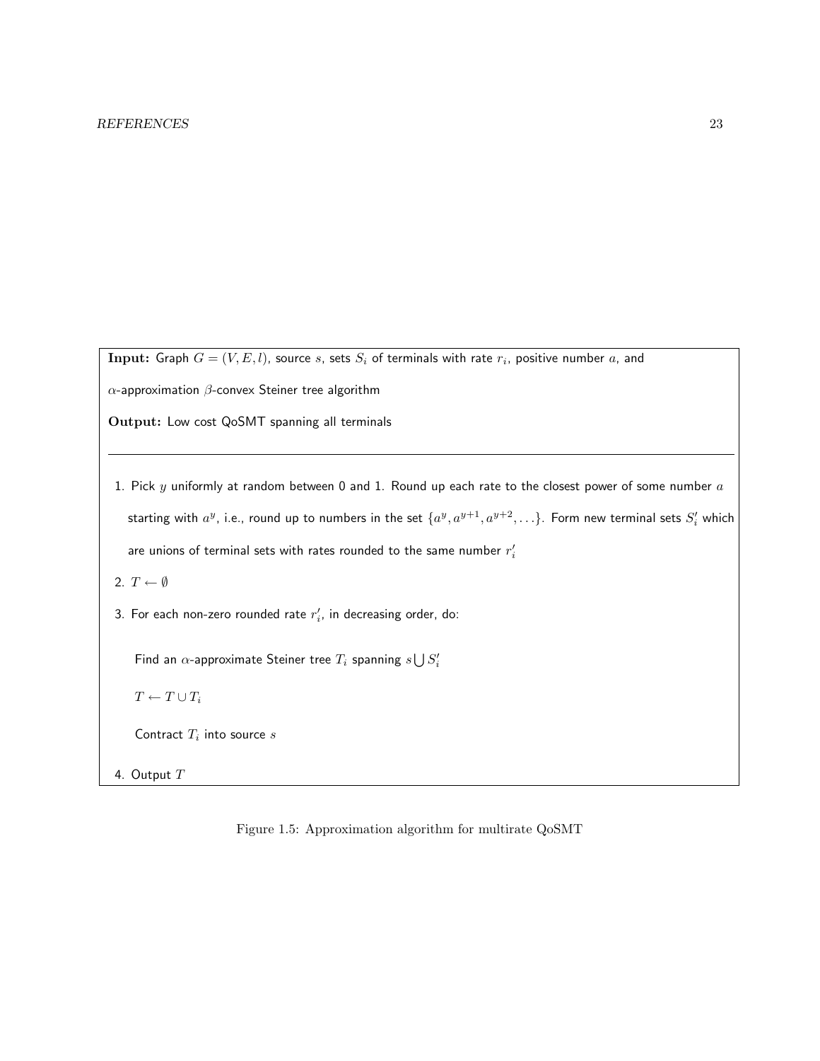**Input:** Graph $G = (V, E, l)$, source $s$, sets $S_i$ of terminals with rate $r_i$, positive number $a$, and $\alpha$-approximation $\beta$-convex Steiner tree algorithm

**Output:** Low cost QoSMT spanning all terminals

---

1. Pick $y$ uniformly at random between 0 and 1. Round up each rate to the closest power of some number $a$ starting with $a^y$, i.e., round up to numbers in the set $\{a^y, a^{y+1}, a^{y+2}, \ldots\}$. Form new terminal sets $S'_i$ which are unions of terminal sets with rates rounded to the same number $r'_i$
2. $T \leftarrow \emptyset$
3. For each non-zero rounded rate $r'_i$, in decreasing order, do:

   Find an $\alpha$-approximate Steiner tree $T_i$ spanning $s \bigcup S'_i$

   $T \leftarrow T \cup T_i$

   Contract $T_i$ into source $s$
4. Output $T$

Figure 1.5: Approximation algorithm for multirate QoSMT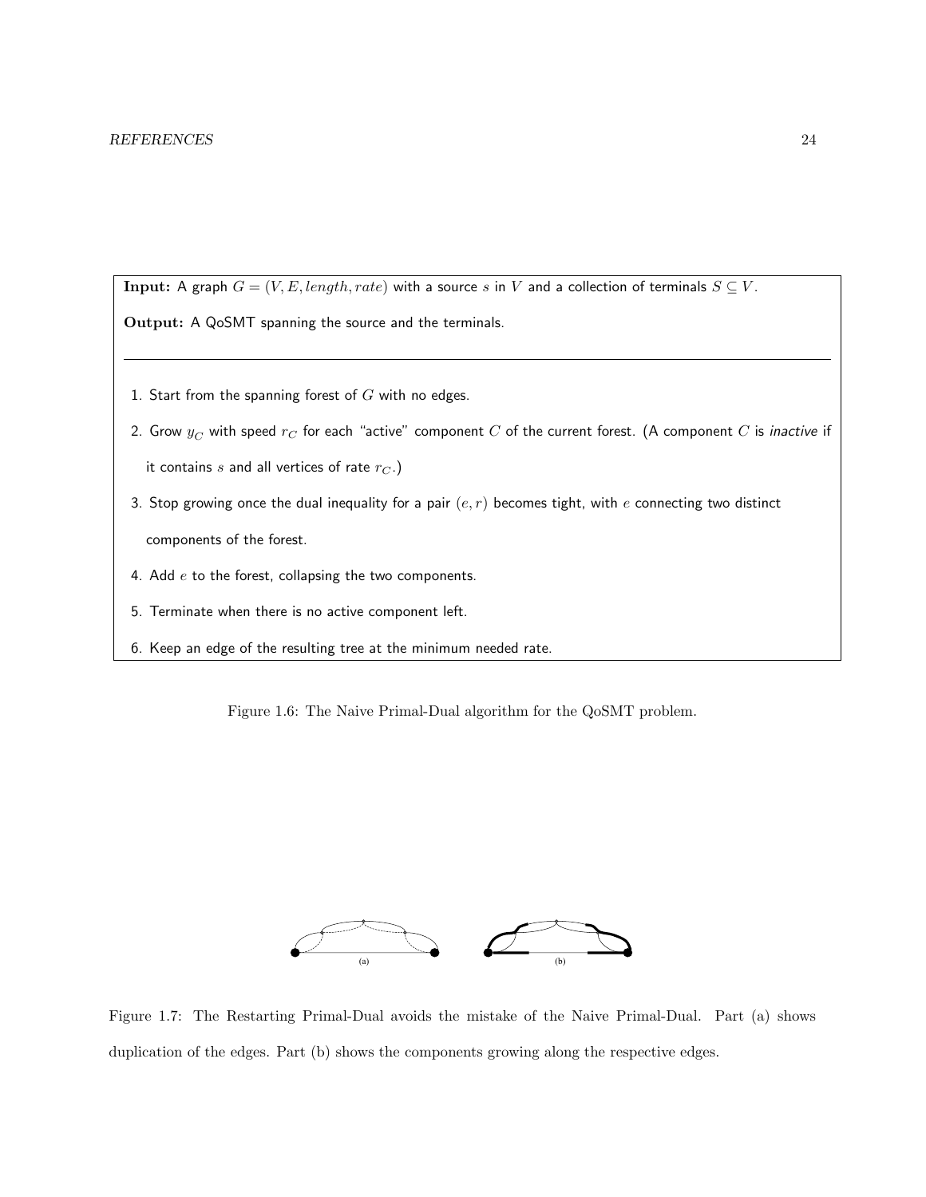**Input:** A graph $G = (V, E, length, rate)$ with a source $s$ in $V$ and a collection of terminals $S \subseteq V$.

**Output:** A QoSMT spanning the source and the terminals.

---

1. Start from the spanning forest of $G$ with no edges.
2. Grow $y_C$ with speed $r_C$ for each "active" component $C$ of the current forest. (A component $C$ is *inactive* if it contains $s$ and all vertices of rate $r_C$.)
3. Stop growing once the dual inequality for a pair $(e, r)$ becomes tight, with $e$ connecting two distinct components of the forest.
4. Add $e$ to the forest, collapsing the two components.
5. Terminate when there is no active component left.
6. Keep an edge of the resulting tree at the minimum needed rate.

Figure 1.6: The Naive Primal-Dual algorithm for the QoSMT problem.

(a) (b)

Figure 1.7: The Restarting Primal-Dual avoids the mistake of the Naive Primal-Dual. Part (a) shows duplication of the edges. Part (b) shows the components growing along the respective edges.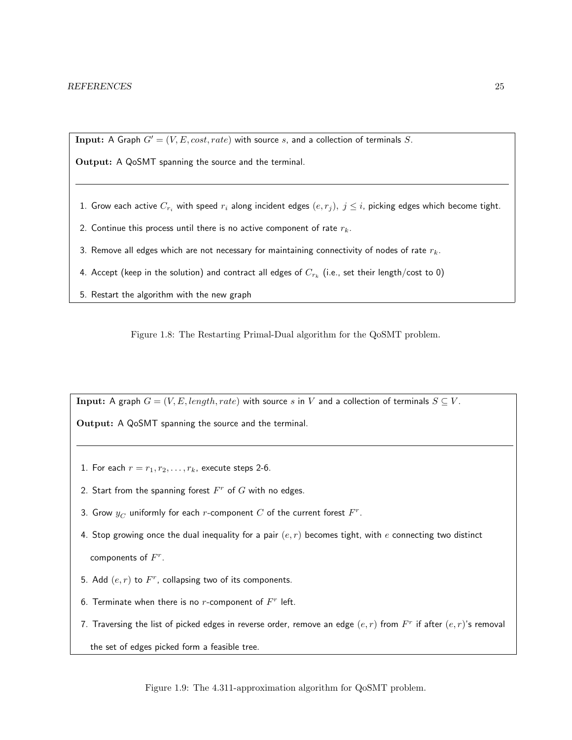**Input:** A Graph $G' = (V, E, cost, rate)$ with source $s$, and a collection of terminals $S$.

**Output:** A QoSMT spanning the source and the terminal.

---

1. Grow each active $C_{r_i}$ with speed $r_i$ along incident edges $(e, r_j),\ j \leq i$, picking edges which become tight.
2. Continue this process until there is no active component of rate $r_k$.
3. Remove all edges which are not necessary for maintaining connectivity of nodes of rate $r_k$.
4. Accept (keep in the solution) and contract all edges of $C_{r_k}$ (i.e., set their length/cost to 0)
5. Restart the algorithm with the new graph

Figure 1.8: The Restarting Primal-Dual algorithm for the QoSMT problem.

**Input:** A graph $G = (V, E, length, rate)$ with source $s$ in $V$ and a collection of terminals $S \subseteq V$.

**Output:** A QoSMT spanning the source and the terminal.

---

1. For each $r = r_1, r_2, \ldots, r_k$, execute steps 2-6.
2. Start from the spanning forest $F^r$ of $G$ with no edges.
3. Grow $y_C$ uniformly for each $r$-component $C$ of the current forest $F^r$.
4. Stop growing once the dual inequality for a pair $(e, r)$ becomes tight, with $e$ connecting two distinct components of $F^r$.
5. Add $(e, r)$ to $F^r$, collapsing two of its components.
6. Terminate when there is no $r$-component of $F^r$ left.
7. Traversing the list of picked edges in reverse order, remove an edge $(e, r)$ from $F^r$ if after $(e, r)$'s removal the set of edges picked form a feasible tree.

Figure 1.9: The 4.311-approximation algorithm for QoSMT problem.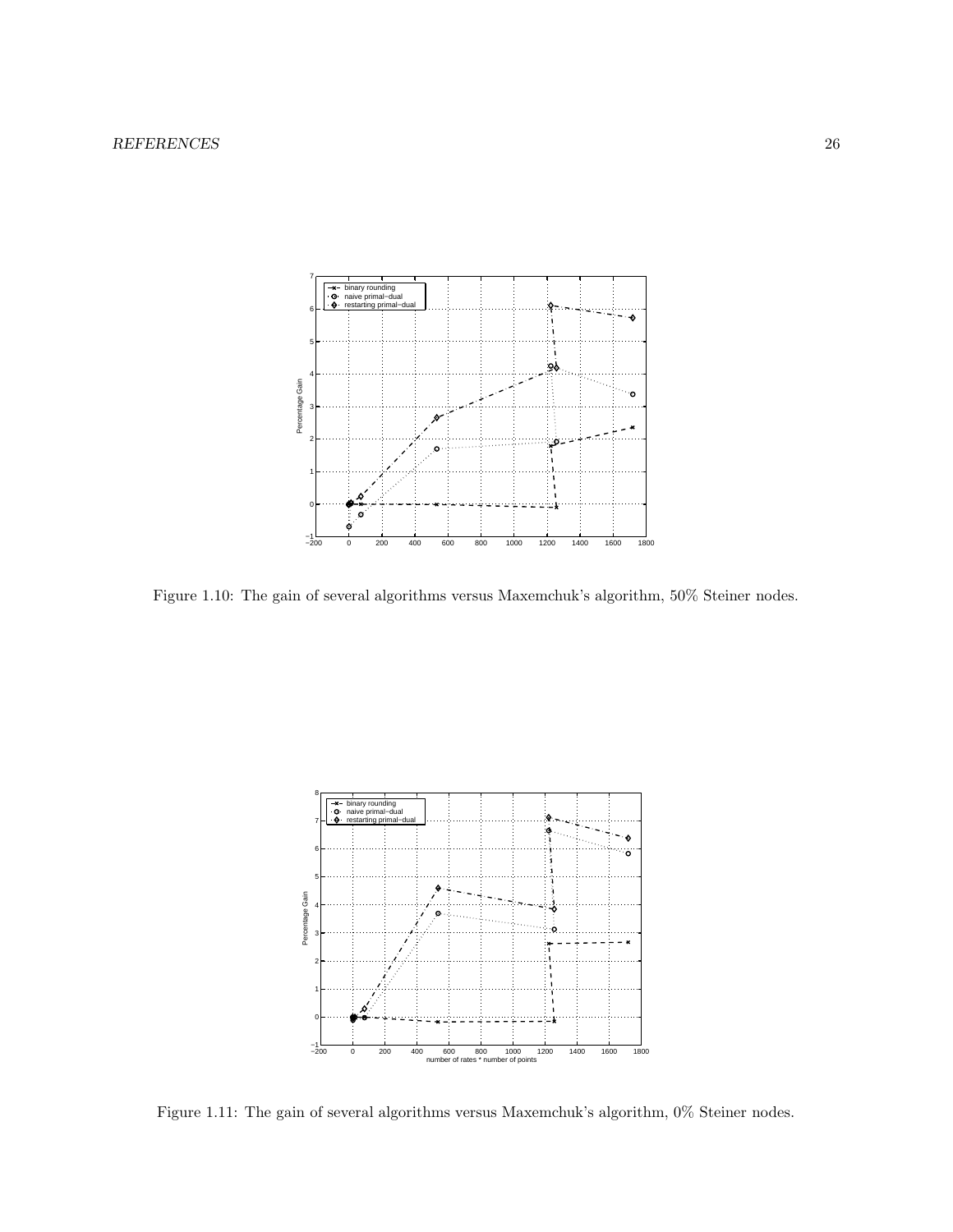binary rounding
naive primal−dual
restarting primal−dual

Percentage Gain

7
6
5
4
3
2
1
0
−1

−200 0 200 400 600 800 1000 1200 1400 1600 1800

Figure 1.10: The gain of several algorithms versus Maxemchuk's algorithm, 50% Steiner nodes.

binary rounding
naive primal−dual
restarting primal−dual

Percentage Gain

8
7
6
5
4
3
2
1
0
−1

−200 0 200 400 600 800 1000 1200 1400 1600 1800

number of rates * number of points

Figure 1.11: The gain of several algorithms versus Maxemchuk's algorithm, 0% Steiner nodes.